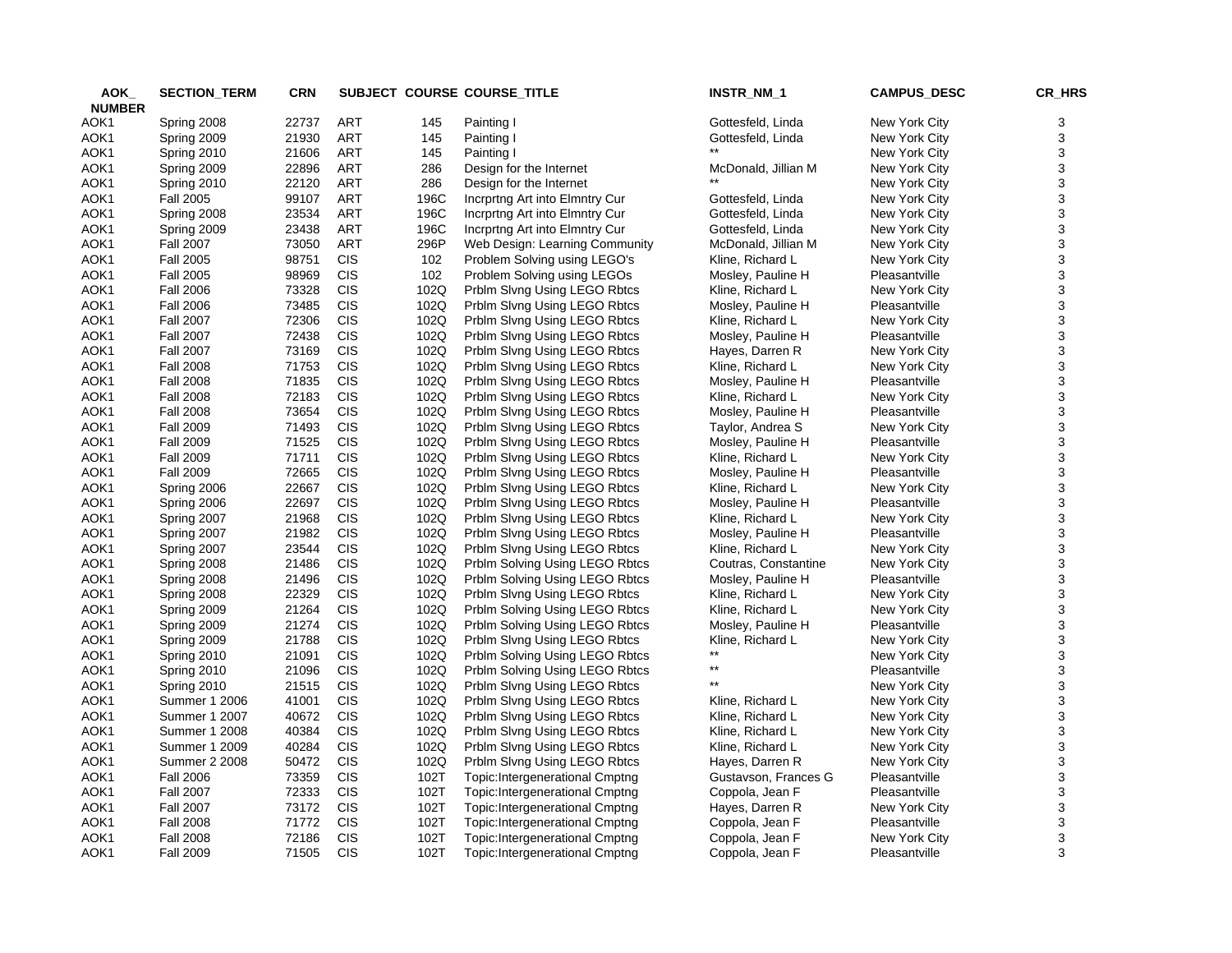| AOK_NUMBER | SECTION_TERM | CRN | SUBJECT | COURSE | COURSE_TITLE | INSTR_NM_1 | CAMPUS_DESC | CR_HRS |
|---|---|---|---|---|---|---|---|---|
| AOK1 | Spring 2008 | 22737 | ART | 145 | Painting I | Gottesfeld, Linda | New York City | 3 |
| AOK1 | Spring 2009 | 21930 | ART | 145 | Painting I | Gottesfeld, Linda | New York City | 3 |
| AOK1 | Spring 2010 | 21606 | ART | 145 | Painting I | ** | New York City | 3 |
| AOK1 | Spring 2009 | 22896 | ART | 286 | Design for the Internet | McDonald, Jillian M | New York City | 3 |
| AOK1 | Spring 2010 | 22120 | ART | 286 | Design for the Internet | ** | New York City | 3 |
| AOK1 | Fall 2005 | 99107 | ART | 196C | Incrprtng Art into Elmntry Cur | Gottesfeld, Linda | New York City | 3 |
| AOK1 | Spring 2008 | 23534 | ART | 196C | Incrprtng Art into Elmntry Cur | Gottesfeld, Linda | New York City | 3 |
| AOK1 | Spring 2009 | 23438 | ART | 196C | Incrprtng Art into Elmntry Cur | Gottesfeld, Linda | New York City | 3 |
| AOK1 | Fall 2007 | 73050 | ART | 296P | Web Design: Learning Community | McDonald, Jillian M | New York City | 3 |
| AOK1 | Fall 2005 | 98751 | CIS | 102 | Problem Solving using LEGO's | Kline, Richard L | New York City | 3 |
| AOK1 | Fall 2005 | 98969 | CIS | 102 | Problem Solving using LEGOs | Mosley, Pauline H | Pleasantville | 3 |
| AOK1 | Fall 2006 | 73328 | CIS | 102Q | Prblm Slvng Using LEGO Rbtcs | Kline, Richard L | New York City | 3 |
| AOK1 | Fall 2006 | 73485 | CIS | 102Q | Prblm Slvng Using LEGO Rbtcs | Mosley, Pauline H | Pleasantville | 3 |
| AOK1 | Fall 2007 | 72306 | CIS | 102Q | Prblm Slvng Using LEGO Rbtcs | Kline, Richard L | New York City | 3 |
| AOK1 | Fall 2007 | 72438 | CIS | 102Q | Prblm Slvng Using LEGO Rbtcs | Mosley, Pauline H | Pleasantville | 3 |
| AOK1 | Fall 2007 | 73169 | CIS | 102Q | Prblm Slvng Using LEGO Rbtcs | Hayes, Darren R | New York City | 3 |
| AOK1 | Fall 2008 | 71753 | CIS | 102Q | Prblm Slvng Using LEGO Rbtcs | Kline, Richard L | New York City | 3 |
| AOK1 | Fall 2008 | 71835 | CIS | 102Q | Prblm Slvng Using LEGO Rbtcs | Mosley, Pauline H | Pleasantville | 3 |
| AOK1 | Fall 2008 | 72183 | CIS | 102Q | Prblm Slvng Using LEGO Rbtcs | Kline, Richard L | New York City | 3 |
| AOK1 | Fall 2008 | 73654 | CIS | 102Q | Prblm Slvng Using LEGO Rbtcs | Mosley, Pauline H | Pleasantville | 3 |
| AOK1 | Fall 2009 | 71493 | CIS | 102Q | Prblm Slvng Using LEGO Rbtcs | Taylor, Andrea S | New York City | 3 |
| AOK1 | Fall 2009 | 71525 | CIS | 102Q | Prblm Slvng Using LEGO Rbtcs | Mosley, Pauline H | Pleasantville | 3 |
| AOK1 | Fall 2009 | 71711 | CIS | 102Q | Prblm Slvng Using LEGO Rbtcs | Kline, Richard L | New York City | 3 |
| AOK1 | Fall 2009 | 72665 | CIS | 102Q | Prblm Slvng Using LEGO Rbtcs | Mosley, Pauline H | Pleasantville | 3 |
| AOK1 | Spring 2006 | 22667 | CIS | 102Q | Prblm Slvng Using LEGO Rbtcs | Kline, Richard L | New York City | 3 |
| AOK1 | Spring 2006 | 22697 | CIS | 102Q | Prblm Slvng Using LEGO Rbtcs | Mosley, Pauline H | Pleasantville | 3 |
| AOK1 | Spring 2007 | 21968 | CIS | 102Q | Prblm Slvng Using LEGO Rbtcs | Kline, Richard L | New York City | 3 |
| AOK1 | Spring 2007 | 21982 | CIS | 102Q | Prblm Slvng Using LEGO Rbtcs | Mosley, Pauline H | Pleasantville | 3 |
| AOK1 | Spring 2007 | 23544 | CIS | 102Q | Prblm Slvng Using LEGO Rbtcs | Kline, Richard L | New York City | 3 |
| AOK1 | Spring 2008 | 21486 | CIS | 102Q | Prblm Solving Using LEGO Rbtcs | Coutras, Constantine | New York City | 3 |
| AOK1 | Spring 2008 | 21496 | CIS | 102Q | Prblm Solving Using LEGO Rbtcs | Mosley, Pauline H | Pleasantville | 3 |
| AOK1 | Spring 2008 | 22329 | CIS | 102Q | Prblm Slvng Using LEGO Rbtcs | Kline, Richard L | New York City | 3 |
| AOK1 | Spring 2009 | 21264 | CIS | 102Q | Prblm Solving Using LEGO Rbtcs | Kline, Richard L | New York City | 3 |
| AOK1 | Spring 2009 | 21274 | CIS | 102Q | Prblm Solving Using LEGO Rbtcs | Mosley, Pauline H | Pleasantville | 3 |
| AOK1 | Spring 2009 | 21788 | CIS | 102Q | Prblm Slvng Using LEGO Rbtcs | Kline, Richard L | New York City | 3 |
| AOK1 | Spring 2010 | 21091 | CIS | 102Q | Prblm Solving Using LEGO Rbtcs | ** | New York City | 3 |
| AOK1 | Spring 2010 | 21096 | CIS | 102Q | Prblm Solving Using LEGO Rbtcs | ** | Pleasantville | 3 |
| AOK1 | Spring 2010 | 21515 | CIS | 102Q | Prblm Slvng Using LEGO Rbtcs | ** | New York City | 3 |
| AOK1 | Summer 1 2006 | 41001 | CIS | 102Q | Prblm Slvng Using LEGO Rbtcs | Kline, Richard L | New York City | 3 |
| AOK1 | Summer 1 2007 | 40672 | CIS | 102Q | Prblm Slvng Using LEGO Rbtcs | Kline, Richard L | New York City | 3 |
| AOK1 | Summer 1 2008 | 40384 | CIS | 102Q | Prblm Slvng Using LEGO Rbtcs | Kline, Richard L | New York City | 3 |
| AOK1 | Summer 1 2009 | 40284 | CIS | 102Q | Prblm Slvng Using LEGO Rbtcs | Kline, Richard L | New York City | 3 |
| AOK1 | Summer 2 2008 | 50472 | CIS | 102Q | Prblm Slvng Using LEGO Rbtcs | Hayes, Darren R | New York City | 3 |
| AOK1 | Fall 2006 | 73359 | CIS | 102T | Topic:Intergenerational Cmptng | Gustavson, Frances G | Pleasantville | 3 |
| AOK1 | Fall 2007 | 72333 | CIS | 102T | Topic:Intergenerational Cmptng | Coppola, Jean F | Pleasantville | 3 |
| AOK1 | Fall 2007 | 73172 | CIS | 102T | Topic:Intergenerational Cmptng | Hayes, Darren R | New York City | 3 |
| AOK1 | Fall 2008 | 71772 | CIS | 102T | Topic:Intergenerational Cmptng | Coppola, Jean F | Pleasantville | 3 |
| AOK1 | Fall 2008 | 72186 | CIS | 102T | Topic:Intergenerational Cmptng | Coppola, Jean F | New York City | 3 |
| AOK1 | Fall 2009 | 71505 | CIS | 102T | Topic:Intergenerational Cmptng | Coppola, Jean F | Pleasantville | 3 |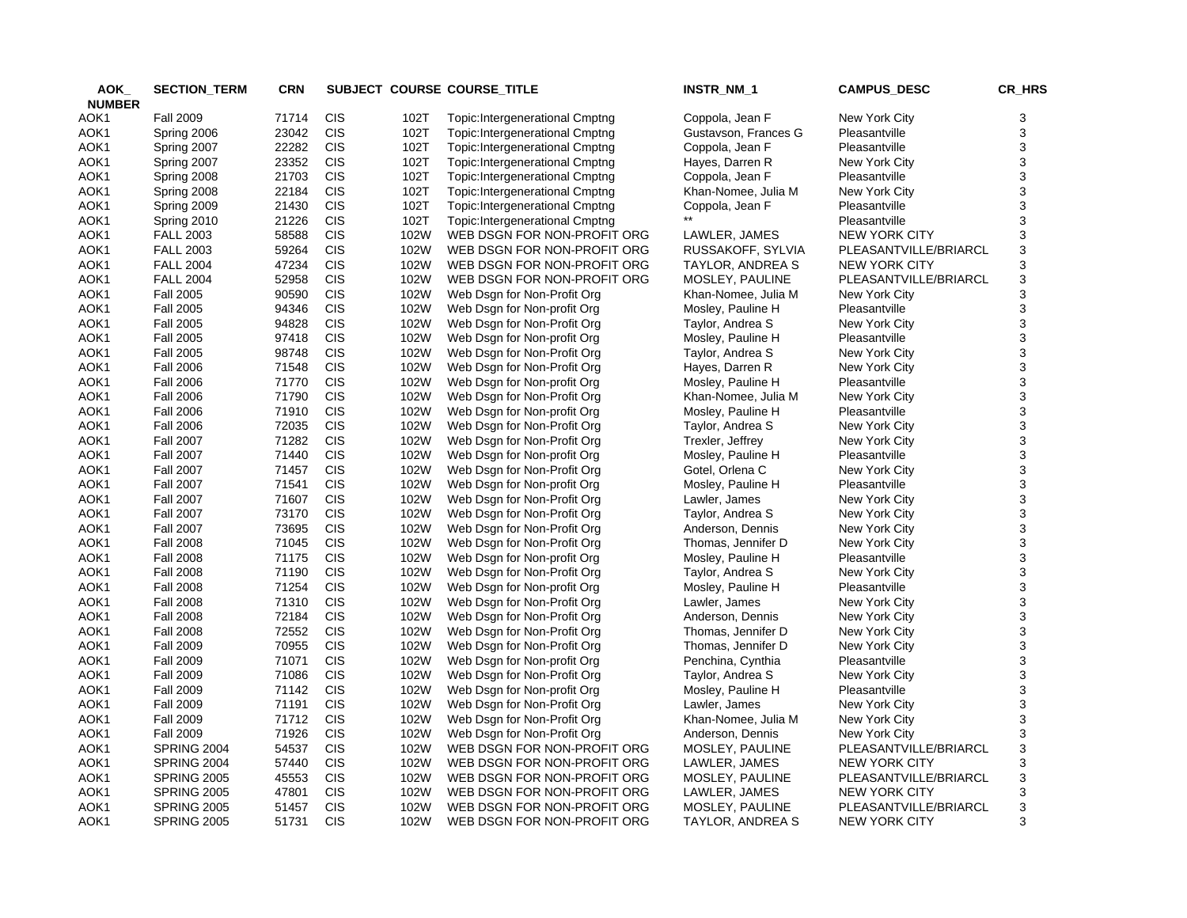| AOK_NUMBER | SECTION_TERM | CRN | SUBJECT | COURSE | COURSE_TITLE | INSTR_NM_1 | CAMPUS_DESC | CR_HRS |
|---|---|---|---|---|---|---|---|---|
| AOK1 | Fall 2009 | 71714 | CIS | 102T | Topic:Intergenerational Cmptng | Coppola, Jean F | New York City | 3 |
| AOK1 | Spring 2006 | 23042 | CIS | 102T | Topic:Intergenerational Cmptng | Gustavson, Frances G | Pleasantville | 3 |
| AOK1 | Spring 2007 | 22282 | CIS | 102T | Topic:Intergenerational Cmptng | Coppola, Jean F | Pleasantville | 3 |
| AOK1 | Spring 2007 | 23352 | CIS | 102T | Topic:Intergenerational Cmptng | Hayes, Darren R | New York City | 3 |
| AOK1 | Spring 2008 | 21703 | CIS | 102T | Topic:Intergenerational Cmptng | Coppola, Jean F | Pleasantville | 3 |
| AOK1 | Spring 2008 | 22184 | CIS | 102T | Topic:Intergenerational Cmptng | Khan-Nomee, Julia M | New York City | 3 |
| AOK1 | Spring 2009 | 21430 | CIS | 102T | Topic:Intergenerational Cmptng | Coppola, Jean F | Pleasantville | 3 |
| AOK1 | Spring 2010 | 21226 | CIS | 102T | Topic:Intergenerational Cmptng | ** | Pleasantville | 3 |
| AOK1 | FALL 2003 | 58588 | CIS | 102W | WEB DSGN FOR NON-PROFIT ORG | LAWLER, JAMES | NEW YORK CITY | 3 |
| AOK1 | FALL 2003 | 59264 | CIS | 102W | WEB DSGN FOR NON-PROFIT ORG | RUSSAKOFF, SYLVIA | PLEASANTVILLE/BRIARCL | 3 |
| AOK1 | FALL 2004 | 47234 | CIS | 102W | WEB DSGN FOR NON-PROFIT ORG | TAYLOR, ANDREA S | NEW YORK CITY | 3 |
| AOK1 | FALL 2004 | 52958 | CIS | 102W | WEB DSGN FOR NON-PROFIT ORG | MOSLEY, PAULINE | PLEASANTVILLE/BRIARCL | 3 |
| AOK1 | Fall 2005 | 90590 | CIS | 102W | Web Dsgn for Non-Profit Org | Khan-Nomee, Julia M | New York City | 3 |
| AOK1 | Fall 2005 | 94346 | CIS | 102W | Web Dsgn for Non-profit Org | Mosley, Pauline H | Pleasantville | 3 |
| AOK1 | Fall 2005 | 94828 | CIS | 102W | Web Dsgn for Non-Profit Org | Taylor, Andrea S | New York City | 3 |
| AOK1 | Fall 2005 | 97418 | CIS | 102W | Web Dsgn for Non-profit Org | Mosley, Pauline H | Pleasantville | 3 |
| AOK1 | Fall 2005 | 98748 | CIS | 102W | Web Dsgn for Non-Profit Org | Taylor, Andrea S | New York City | 3 |
| AOK1 | Fall 2006 | 71548 | CIS | 102W | Web Dsgn for Non-Profit Org | Hayes, Darren R | New York City | 3 |
| AOK1 | Fall 2006 | 71770 | CIS | 102W | Web Dsgn for Non-profit Org | Mosley, Pauline H | Pleasantville | 3 |
| AOK1 | Fall 2006 | 71790 | CIS | 102W | Web Dsgn for Non-Profit Org | Khan-Nomee, Julia M | New York City | 3 |
| AOK1 | Fall 2006 | 71910 | CIS | 102W | Web Dsgn for Non-profit Org | Mosley, Pauline H | Pleasantville | 3 |
| AOK1 | Fall 2006 | 72035 | CIS | 102W | Web Dsgn for Non-Profit Org | Taylor, Andrea S | New York City | 3 |
| AOK1 | Fall 2007 | 71282 | CIS | 102W | Web Dsgn for Non-Profit Org | Trexler, Jeffrey | New York City | 3 |
| AOK1 | Fall 2007 | 71440 | CIS | 102W | Web Dsgn for Non-profit Org | Mosley, Pauline H | Pleasantville | 3 |
| AOK1 | Fall 2007 | 71457 | CIS | 102W | Web Dsgn for Non-Profit Org | Gotel, Orlena C | New York City | 3 |
| AOK1 | Fall 2007 | 71541 | CIS | 102W | Web Dsgn for Non-profit Org | Mosley, Pauline H | Pleasantville | 3 |
| AOK1 | Fall 2007 | 71607 | CIS | 102W | Web Dsgn for Non-Profit Org | Lawler, James | New York City | 3 |
| AOK1 | Fall 2007 | 73170 | CIS | 102W | Web Dsgn for Non-Profit Org | Taylor, Andrea S | New York City | 3 |
| AOK1 | Fall 2007 | 73695 | CIS | 102W | Web Dsgn for Non-Profit Org | Anderson, Dennis | New York City | 3 |
| AOK1 | Fall 2008 | 71045 | CIS | 102W | Web Dsgn for Non-Profit Org | Thomas, Jennifer D | New York City | 3 |
| AOK1 | Fall 2008 | 71175 | CIS | 102W | Web Dsgn for Non-profit Org | Mosley, Pauline H | Pleasantville | 3 |
| AOK1 | Fall 2008 | 71190 | CIS | 102W | Web Dsgn for Non-Profit Org | Taylor, Andrea S | New York City | 3 |
| AOK1 | Fall 2008 | 71254 | CIS | 102W | Web Dsgn for Non-profit Org | Mosley, Pauline H | Pleasantville | 3 |
| AOK1 | Fall 2008 | 71310 | CIS | 102W | Web Dsgn for Non-Profit Org | Lawler, James | New York City | 3 |
| AOK1 | Fall 2008 | 72184 | CIS | 102W | Web Dsgn for Non-Profit Org | Anderson, Dennis | New York City | 3 |
| AOK1 | Fall 2008 | 72552 | CIS | 102W | Web Dsgn for Non-Profit Org | Thomas, Jennifer D | New York City | 3 |
| AOK1 | Fall 2009 | 70955 | CIS | 102W | Web Dsgn for Non-Profit Org | Thomas, Jennifer D | New York City | 3 |
| AOK1 | Fall 2009 | 71071 | CIS | 102W | Web Dsgn for Non-profit Org | Penchina, Cynthia | Pleasantville | 3 |
| AOK1 | Fall 2009 | 71086 | CIS | 102W | Web Dsgn for Non-Profit Org | Taylor, Andrea S | New York City | 3 |
| AOK1 | Fall 2009 | 71142 | CIS | 102W | Web Dsgn for Non-profit Org | Mosley, Pauline H | Pleasantville | 3 |
| AOK1 | Fall 2009 | 71191 | CIS | 102W | Web Dsgn for Non-Profit Org | Lawler, James | New York City | 3 |
| AOK1 | Fall 2009 | 71712 | CIS | 102W | Web Dsgn for Non-Profit Org | Khan-Nomee, Julia M | New York City | 3 |
| AOK1 | Fall 2009 | 71926 | CIS | 102W | Web Dsgn for Non-Profit Org | Anderson, Dennis | New York City | 3 |
| AOK1 | SPRING 2004 | 54537 | CIS | 102W | WEB DSGN FOR NON-PROFIT ORG | MOSLEY, PAULINE | PLEASANTVILLE/BRIARCL | 3 |
| AOK1 | SPRING 2004 | 57440 | CIS | 102W | WEB DSGN FOR NON-PROFIT ORG | LAWLER, JAMES | NEW YORK CITY | 3 |
| AOK1 | SPRING 2005 | 45553 | CIS | 102W | WEB DSGN FOR NON-PROFIT ORG | MOSLEY, PAULINE | PLEASANTVILLE/BRIARCL | 3 |
| AOK1 | SPRING 2005 | 47801 | CIS | 102W | WEB DSGN FOR NON-PROFIT ORG | LAWLER, JAMES | NEW YORK CITY | 3 |
| AOK1 | SPRING 2005 | 51457 | CIS | 102W | WEB DSGN FOR NON-PROFIT ORG | MOSLEY, PAULINE | PLEASANTVILLE/BRIARCL | 3 |
| AOK1 | SPRING 2005 | 51731 | CIS | 102W | WEB DSGN FOR NON-PROFIT ORG | TAYLOR, ANDREA S | NEW YORK CITY | 3 |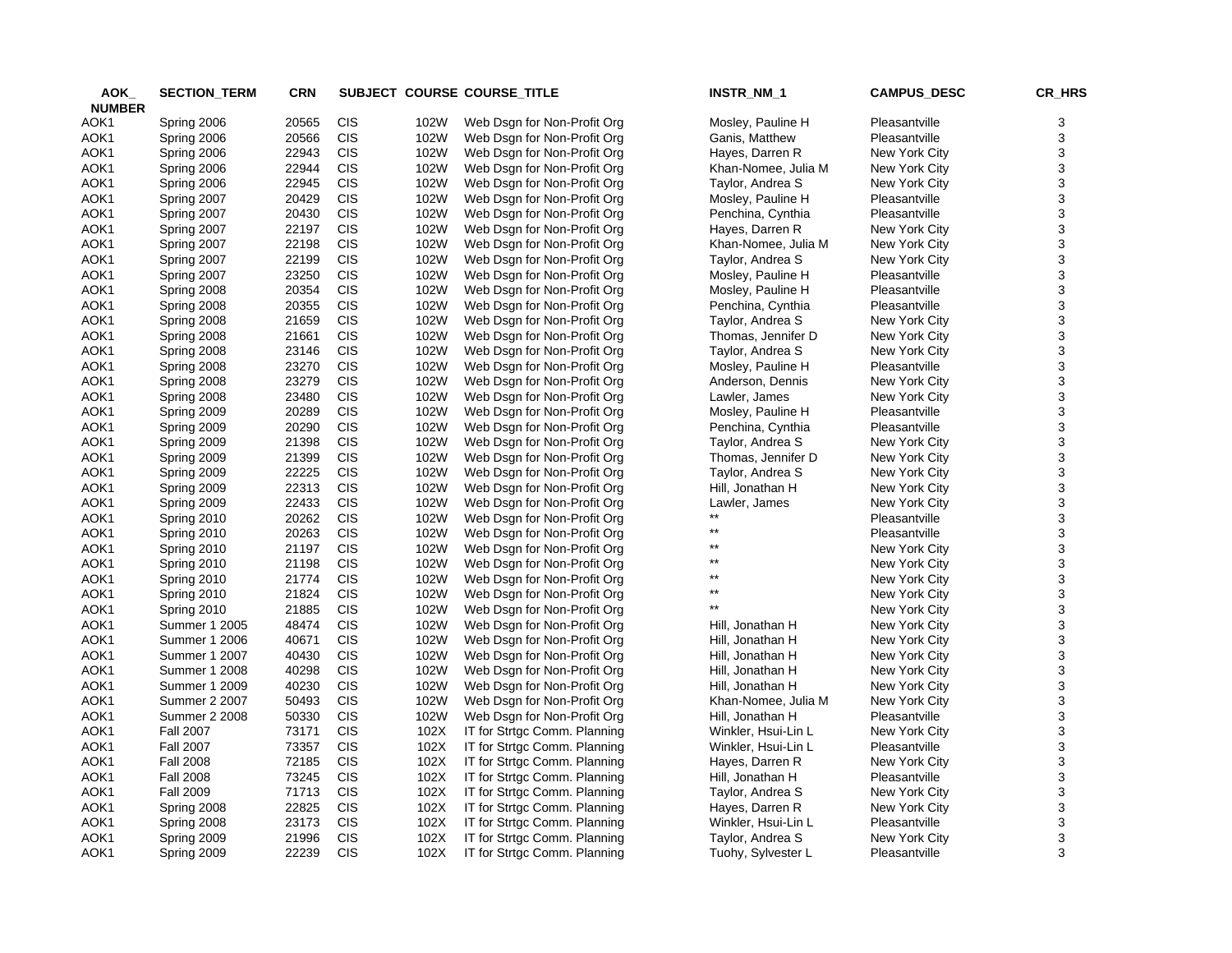| AOK_ NUMBER | SECTION_TERM | CRN | SUBJECT | COURSE | COURSE_TITLE | INSTR_NM_1 | CAMPUS_DESC | CR_HRS |
|---|---|---|---|---|---|---|---|---|
| AOK1 | Spring 2006 | 20565 | CIS | 102W | Web Dsgn for Non-Profit Org | Mosley, Pauline H | Pleasantville | 3 |
| AOK1 | Spring 2006 | 20566 | CIS | 102W | Web Dsgn for Non-Profit Org | Ganis, Matthew | Pleasantville | 3 |
| AOK1 | Spring 2006 | 22943 | CIS | 102W | Web Dsgn for Non-Profit Org | Hayes, Darren R | New York City | 3 |
| AOK1 | Spring 2006 | 22944 | CIS | 102W | Web Dsgn for Non-Profit Org | Khan-Nomee, Julia M | New York City | 3 |
| AOK1 | Spring 2006 | 22945 | CIS | 102W | Web Dsgn for Non-Profit Org | Taylor, Andrea S | New York City | 3 |
| AOK1 | Spring 2007 | 20429 | CIS | 102W | Web Dsgn for Non-Profit Org | Mosley, Pauline H | Pleasantville | 3 |
| AOK1 | Spring 2007 | 20430 | CIS | 102W | Web Dsgn for Non-Profit Org | Penchina, Cynthia | Pleasantville | 3 |
| AOK1 | Spring 2007 | 22197 | CIS | 102W | Web Dsgn for Non-Profit Org | Hayes, Darren R | New York City | 3 |
| AOK1 | Spring 2007 | 22198 | CIS | 102W | Web Dsgn for Non-Profit Org | Khan-Nomee, Julia M | New York City | 3 |
| AOK1 | Spring 2007 | 22199 | CIS | 102W | Web Dsgn for Non-Profit Org | Taylor, Andrea S | New York City | 3 |
| AOK1 | Spring 2007 | 23250 | CIS | 102W | Web Dsgn for Non-Profit Org | Mosley, Pauline H | Pleasantville | 3 |
| AOK1 | Spring 2008 | 20354 | CIS | 102W | Web Dsgn for Non-Profit Org | Mosley, Pauline H | Pleasantville | 3 |
| AOK1 | Spring 2008 | 20355 | CIS | 102W | Web Dsgn for Non-Profit Org | Penchina, Cynthia | Pleasantville | 3 |
| AOK1 | Spring 2008 | 21659 | CIS | 102W | Web Dsgn for Non-Profit Org | Taylor, Andrea S | New York City | 3 |
| AOK1 | Spring 2008 | 21661 | CIS | 102W | Web Dsgn for Non-Profit Org | Thomas, Jennifer D | New York City | 3 |
| AOK1 | Spring 2008 | 23146 | CIS | 102W | Web Dsgn for Non-Profit Org | Taylor, Andrea S | New York City | 3 |
| AOK1 | Spring 2008 | 23270 | CIS | 102W | Web Dsgn for Non-Profit Org | Mosley, Pauline H | Pleasantville | 3 |
| AOK1 | Spring 2008 | 23279 | CIS | 102W | Web Dsgn for Non-Profit Org | Anderson, Dennis | New York City | 3 |
| AOK1 | Spring 2008 | 23480 | CIS | 102W | Web Dsgn for Non-Profit Org | Lawler, James | New York City | 3 |
| AOK1 | Spring 2009 | 20289 | CIS | 102W | Web Dsgn for Non-Profit Org | Mosley, Pauline H | Pleasantville | 3 |
| AOK1 | Spring 2009 | 20290 | CIS | 102W | Web Dsgn for Non-Profit Org | Penchina, Cynthia | Pleasantville | 3 |
| AOK1 | Spring 2009 | 21398 | CIS | 102W | Web Dsgn for Non-Profit Org | Taylor, Andrea S | New York City | 3 |
| AOK1 | Spring 2009 | 21399 | CIS | 102W | Web Dsgn for Non-Profit Org | Thomas, Jennifer D | New York City | 3 |
| AOK1 | Spring 2009 | 22225 | CIS | 102W | Web Dsgn for Non-Profit Org | Taylor, Andrea S | New York City | 3 |
| AOK1 | Spring 2009 | 22313 | CIS | 102W | Web Dsgn for Non-Profit Org | Hill, Jonathan H | New York City | 3 |
| AOK1 | Spring 2009 | 22433 | CIS | 102W | Web Dsgn for Non-Profit Org | Lawler, James | New York City | 3 |
| AOK1 | Spring 2010 | 20262 | CIS | 102W | Web Dsgn for Non-Profit Org | ** | Pleasantville | 3 |
| AOK1 | Spring 2010 | 20263 | CIS | 102W | Web Dsgn for Non-Profit Org | ** | Pleasantville | 3 |
| AOK1 | Spring 2010 | 21197 | CIS | 102W | Web Dsgn for Non-Profit Org | ** | New York City | 3 |
| AOK1 | Spring 2010 | 21198 | CIS | 102W | Web Dsgn for Non-Profit Org | ** | New York City | 3 |
| AOK1 | Spring 2010 | 21774 | CIS | 102W | Web Dsgn for Non-Profit Org | ** | New York City | 3 |
| AOK1 | Spring 2010 | 21824 | CIS | 102W | Web Dsgn for Non-Profit Org | ** | New York City | 3 |
| AOK1 | Spring 2010 | 21885 | CIS | 102W | Web Dsgn for Non-Profit Org | ** | New York City | 3 |
| AOK1 | Summer 1 2005 | 48474 | CIS | 102W | Web Dsgn for Non-Profit Org | Hill, Jonathan H | New York City | 3 |
| AOK1 | Summer 1 2006 | 40671 | CIS | 102W | Web Dsgn for Non-Profit Org | Hill, Jonathan H | New York City | 3 |
| AOK1 | Summer 1 2007 | 40430 | CIS | 102W | Web Dsgn for Non-Profit Org | Hill, Jonathan H | New York City | 3 |
| AOK1 | Summer 1 2008 | 40298 | CIS | 102W | Web Dsgn for Non-Profit Org | Hill, Jonathan H | New York City | 3 |
| AOK1 | Summer 1 2009 | 40230 | CIS | 102W | Web Dsgn for Non-Profit Org | Hill, Jonathan H | New York City | 3 |
| AOK1 | Summer 2 2007 | 50493 | CIS | 102W | Web Dsgn for Non-Profit Org | Khan-Nomee, Julia M | New York City | 3 |
| AOK1 | Summer 2 2008 | 50330 | CIS | 102W | Web Dsgn for Non-Profit Org | Hill, Jonathan H | Pleasantville | 3 |
| AOK1 | Fall 2007 | 73171 | CIS | 102X | IT for Strtgc Comm. Planning | Winkler, Hsui-Lin L | New York City | 3 |
| AOK1 | Fall 2007 | 73357 | CIS | 102X | IT for Strtgc Comm. Planning | Winkler, Hsui-Lin L | Pleasantville | 3 |
| AOK1 | Fall 2008 | 72185 | CIS | 102X | IT for Strtgc Comm. Planning | Hayes, Darren R | New York City | 3 |
| AOK1 | Fall 2008 | 73245 | CIS | 102X | IT for Strtgc Comm. Planning | Hill, Jonathan H | Pleasantville | 3 |
| AOK1 | Fall 2009 | 71713 | CIS | 102X | IT for Strtgc Comm. Planning | Taylor, Andrea S | New York City | 3 |
| AOK1 | Spring 2008 | 22825 | CIS | 102X | IT for Strtgc Comm. Planning | Hayes, Darren R | New York City | 3 |
| AOK1 | Spring 2008 | 23173 | CIS | 102X | IT for Strtgc Comm. Planning | Winkler, Hsui-Lin L | Pleasantville | 3 |
| AOK1 | Spring 2009 | 21996 | CIS | 102X | IT for Strtgc Comm. Planning | Taylor, Andrea S | New York City | 3 |
| AOK1 | Spring 2009 | 22239 | CIS | 102X | IT for Strtgc Comm. Planning | Tuohy, Sylvester L | Pleasantville | 3 |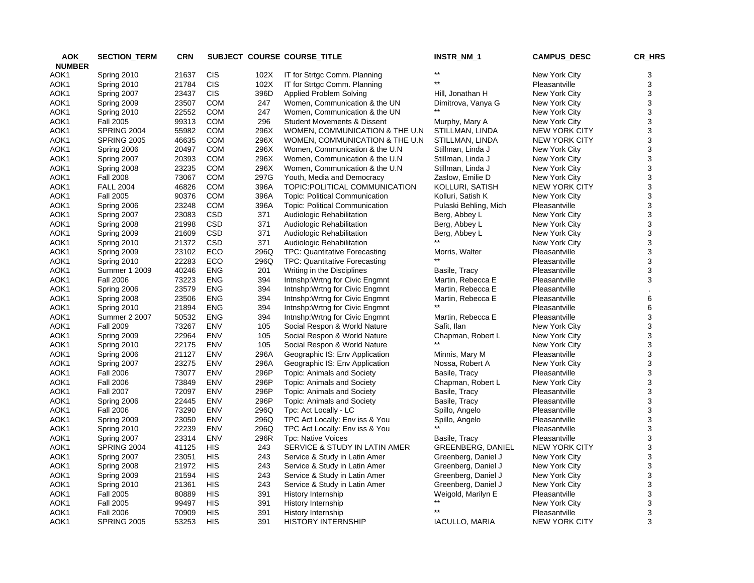| AOK_ NUMBER | SECTION_TERM | CRN | SUBJECT | COURSE | COURSE_TITLE | INSTR_NM_1 | CAMPUS_DESC | CR_HRS |
|---|---|---|---|---|---|---|---|---|
| AOK1 | Spring 2010 | 21637 | CIS | 102X | IT for Strtgc Comm. Planning | ** | New York City | 3 |
| AOK1 | Spring 2010 | 21784 | CIS | 102X | IT for Strtgc Comm. Planning | ** | Pleasantville | 3 |
| AOK1 | Spring 2007 | 23437 | CIS | 396D | Applied Problem Solving | Hill, Jonathan H | New York City | 3 |
| AOK1 | Spring 2009 | 23507 | COM | 247 | Women, Communication & the UN | Dimitrova, Vanya G | New York City | 3 |
| AOK1 | Spring 2010 | 22552 | COM | 247 | Women, Communication & the UN | ** | New York City | 3 |
| AOK1 | Fall 2005 | 99313 | COM | 296 | Student Movements & Dissent | Murphy, Mary A | New York City | 3 |
| AOK1 | SPRING 2004 | 55982 | COM | 296X | WOMEN, COMMUNICATION & THE U.N | STILLMAN, LINDA | NEW YORK CITY | 3 |
| AOK1 | SPRING 2005 | 46635 | COM | 296X | WOMEN, COMMUNICATION & THE U.N | STILLMAN, LINDA | NEW YORK CITY | 3 |
| AOK1 | Spring 2006 | 20497 | COM | 296X | Women, Communication & the U.N | Stillman, Linda J | New York City | 3 |
| AOK1 | Spring 2007 | 20393 | COM | 296X | Women, Communication & the U.N | Stillman, Linda J | New York City | 3 |
| AOK1 | Spring 2008 | 23235 | COM | 296X | Women, Communication & the U.N | Stillman, Linda J | New York City | 3 |
| AOK1 | Fall 2008 | 73067 | COM | 297G | Youth, Media and Democracy | Zaslow, Emilie D | New York City | 3 |
| AOK1 | FALL 2004 | 46826 | COM | 396A | TOPIC:POLITICAL COMMUNICATION | KOLLURI, SATISH | NEW YORK CITY | 3 |
| AOK1 | Fall 2005 | 90376 | COM | 396A | Topic: Political Communication | Kolluri, Satish K | New York City | 3 |
| AOK1 | Spring 2006 | 23248 | COM | 396A | Topic: Political Communication | Pulaski Behling, Mich | Pleasantville | 3 |
| AOK1 | Spring 2007 | 23083 | CSD | 371 | Audiologic Rehabilitation | Berg, Abbey L | New York City | 3 |
| AOK1 | Spring 2008 | 21998 | CSD | 371 | Audiologic Rehabilitation | Berg, Abbey L | New York City | 3 |
| AOK1 | Spring 2009 | 21609 | CSD | 371 | Audiologic Rehabilitation | Berg, Abbey L | New York City | 3 |
| AOK1 | Spring 2010 | 21372 | CSD | 371 | Audiologic Rehabilitation | ** | New York City | 3 |
| AOK1 | Spring 2009 | 23102 | ECO | 296Q | TPC: Quantitative Forecasting | Morris, Walter | Pleasantville | 3 |
| AOK1 | Spring 2010 | 22283 | ECO | 296Q | TPC: Quantitative Forecasting | ** | Pleasantville | 3 |
| AOK1 | Summer 1 2009 | 40246 | ENG | 201 | Writing in the Disciplines | Basile, Tracy | Pleasantville | 3 |
| AOK1 | Fall 2006 | 73223 | ENG | 394 | Intnshp:Wrtng for Civic Engmnt | Martin, Rebecca E | Pleasantville | 3 |
| AOK1 | Spring 2006 | 23579 | ENG | 394 | Intnshp:Wrtng for Civic Engmnt | Martin, Rebecca E | Pleasantville | . |
| AOK1 | Spring 2008 | 23506 | ENG | 394 | Intnshp:Wrtng for Civic Engmnt | Martin, Rebecca E | Pleasantville | 6 |
| AOK1 | Spring 2010 | 21894 | ENG | 394 | Intnshp:Wrtng for Civic Engmnt | ** | Pleasantville | 6 |
| AOK1 | Summer 2 2007 | 50532 | ENG | 394 | Intnshp:Wrtng for Civic Engmnt | Martin, Rebecca E | Pleasantville | 3 |
| AOK1 | Fall 2009 | 73267 | ENV | 105 | Social Respon & World Nature | Safit, Ilan | New York City | 3 |
| AOK1 | Spring 2009 | 22964 | ENV | 105 | Social Respon & World Nature | Chapman, Robert L | New York City | 3 |
| AOK1 | Spring 2010 | 22175 | ENV | 105 | Social Respon & World Nature | ** | New York City | 3 |
| AOK1 | Spring 2006 | 21127 | ENV | 296A | Geographic IS: Env Application | Minnis, Mary M | Pleasantville | 3 |
| AOK1 | Spring 2007 | 23275 | ENV | 296A | Geographic IS: Env Application | Nossa, Robert A | New York City | 3 |
| AOK1 | Fall 2006 | 73077 | ENV | 296P | Topic: Animals and Society | Basile, Tracy | Pleasantville | 3 |
| AOK1 | Fall 2006 | 73849 | ENV | 296P | Topic: Animals and Society | Chapman, Robert L | New York City | 3 |
| AOK1 | Fall 2007 | 72097 | ENV | 296P | Topic: Animals and Society | Basile, Tracy | Pleasantville | 3 |
| AOK1 | Spring 2006 | 22445 | ENV | 296P | Topic: Animals and Society | Basile, Tracy | Pleasantville | 3 |
| AOK1 | Fall 2006 | 73290 | ENV | 296Q | Tpc: Act Locally - LC | Spillo, Angelo | Pleasantville | 3 |
| AOK1 | Spring 2009 | 23050 | ENV | 296Q | TPC Act Locally: Env iss & You | Spillo, Angelo | Pleasantville | 3 |
| AOK1 | Spring 2010 | 22239 | ENV | 296Q | TPC Act Locally: Env iss & You | ** | Pleasantville | 3 |
| AOK1 | Spring 2007 | 23314 | ENV | 296R | Tpc: Native Voices | Basile, Tracy | Pleasantville | 3 |
| AOK1 | SPRING 2004 | 41125 | HIS | 243 | SERVICE & STUDY IN LATIN AMER | GREENBERG, DANIEL | NEW YORK CITY | 3 |
| AOK1 | Spring 2007 | 23051 | HIS | 243 | Service & Study in Latin Amer | Greenberg, Daniel J | New York City | 3 |
| AOK1 | Spring 2008 | 21972 | HIS | 243 | Service & Study in Latin Amer | Greenberg, Daniel J | New York City | 3 |
| AOK1 | Spring 2009 | 21594 | HIS | 243 | Service & Study in Latin Amer | Greenberg, Daniel J | New York City | 3 |
| AOK1 | Spring 2010 | 21361 | HIS | 243 | Service & Study in Latin Amer | Greenberg, Daniel J | New York City | 3 |
| AOK1 | Fall 2005 | 80889 | HIS | 391 | History Internship | Weigold, Marilyn E | Pleasantville | 3 |
| AOK1 | Fall 2005 | 99497 | HIS | 391 | History Internship | ** | New York City | 3 |
| AOK1 | Fall 2006 | 70909 | HIS | 391 | History Internship | ** | Pleasantville | 3 |
| AOK1 | SPRING 2005 | 53253 | HIS | 391 | HISTORY INTERNSHIP | IACULLO, MARIA | NEW YORK CITY | 3 |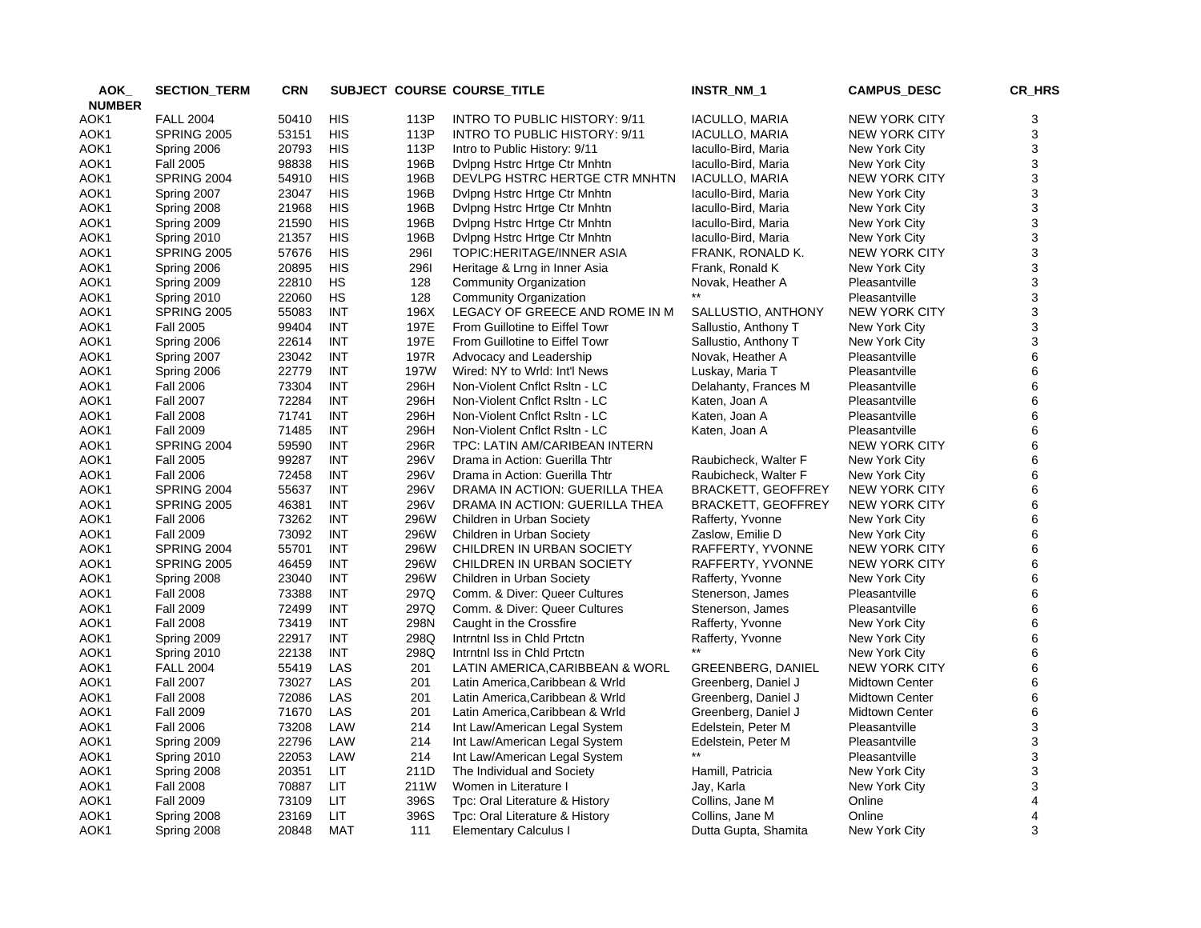| AOK_NUMBER | SECTION_TERM | CRN | SUBJECT | COURSE | COURSE_TITLE | INSTR_NM_1 | CAMPUS_DESC | CR_HRS |
|---|---|---|---|---|---|---|---|---|
| AOK1 | FALL 2004 | 50410 | HIS | 113P | INTRO TO PUBLIC HISTORY: 9/11 | IACULLO, MARIA | NEW YORK CITY | 3 |
| AOK1 | SPRING 2005 | 53151 | HIS | 113P | INTRO TO PUBLIC HISTORY: 9/11 | IACULLO, MARIA | NEW YORK CITY | 3 |
| AOK1 | Spring 2006 | 20793 | HIS | 113P | Intro to Public History: 9/11 | Iacullo-Bird, Maria | New York City | 3 |
| AOK1 | Fall 2005 | 98838 | HIS | 196B | Dvlpng Hstrc Hrtge Ctr Mnhtn | Iacullo-Bird, Maria | New York City | 3 |
| AOK1 | SPRING 2004 | 54910 | HIS | 196B | DEVLPG HSTRC HERTGE CTR MNHTN | IACULLO, MARIA | NEW YORK CITY | 3 |
| AOK1 | Spring 2007 | 23047 | HIS | 196B | Dvlpng Hstrc Hrtge Ctr Mnhtn | Iacullo-Bird, Maria | New York City | 3 |
| AOK1 | Spring 2008 | 21968 | HIS | 196B | Dvlpng Hstrc Hrtge Ctr Mnhtn | Iacullo-Bird, Maria | New York City | 3 |
| AOK1 | Spring 2009 | 21590 | HIS | 196B | Dvlpng Hstrc Hrtge Ctr Mnhtn | Iacullo-Bird, Maria | New York City | 3 |
| AOK1 | Spring 2010 | 21357 | HIS | 196B | Dvlpng Hstrc Hrtge Ctr Mnhtn | Iacullo-Bird, Maria | New York City | 3 |
| AOK1 | SPRING 2005 | 57676 | HIS | 296I | TOPIC:HERITAGE/INNER ASIA | FRANK, RONALD K. | NEW YORK CITY | 3 |
| AOK1 | Spring 2006 | 20895 | HIS | 296I | Heritage & Lrng in Inner Asia | Frank, Ronald K | New York City | 3 |
| AOK1 | Spring 2009 | 22810 | HS | 128 | Community Organization | Novak, Heather A | Pleasantville | 3 |
| AOK1 | Spring 2010 | 22060 | HS | 128 | Community Organization | ** | Pleasantville | 3 |
| AOK1 | SPRING 2005 | 55083 | INT | 196X | LEGACY OF GREECE AND ROME IN M | SALLUSTIO, ANTHONY | NEW YORK CITY | 3 |
| AOK1 | Fall 2005 | 99404 | INT | 197E | From Guillotine to Eiffel Towr | Sallustio, Anthony T | New York City | 3 |
| AOK1 | Spring 2006 | 22614 | INT | 197E | From Guillotine to Eiffel Towr | Sallustio, Anthony T | New York City | 3 |
| AOK1 | Spring 2007 | 23042 | INT | 197R | Advocacy and Leadership | Novak, Heather A | Pleasantville | 6 |
| AOK1 | Spring 2006 | 22779 | INT | 197W | Wired: NY to Wrld: Int'l News | Luskay, Maria T | Pleasantville | 6 |
| AOK1 | Fall 2006 | 73304 | INT | 296H | Non-Violent Cnflct Rsltn - LC | Delahanty, Frances M | Pleasantville | 6 |
| AOK1 | Fall 2007 | 72284 | INT | 296H | Non-Violent Cnflct Rsltn - LC | Katen, Joan A | Pleasantville | 6 |
| AOK1 | Fall 2008 | 71741 | INT | 296H | Non-Violent Cnflct Rsltn - LC | Katen, Joan A | Pleasantville | 6 |
| AOK1 | Fall 2009 | 71485 | INT | 296H | Non-Violent Cnflct Rsltn - LC | Katen, Joan A | Pleasantville | 6 |
| AOK1 | SPRING 2004 | 59590 | INT | 296R | TPC: LATIN AM/CARIBEAN INTERN | | NEW YORK CITY | 6 |
| AOK1 | Fall 2005 | 99287 | INT | 296V | Drama in Action: Guerilla Thtr | Raubicheck, Walter F | New York City | 6 |
| AOK1 | Fall 2006 | 72458 | INT | 296V | Drama in Action: Guerilla Thtr | Raubicheck, Walter F | New York City | 6 |
| AOK1 | SPRING 2004 | 55637 | INT | 296V | DRAMA IN ACTION: GUERILLA THEA | BRACKETT, GEOFFREY | NEW YORK CITY | 6 |
| AOK1 | SPRING 2005 | 46381 | INT | 296V | DRAMA IN ACTION: GUERILLA THEA | BRACKETT, GEOFFREY | NEW YORK CITY | 6 |
| AOK1 | Fall 2006 | 73262 | INT | 296W | Children in Urban Society | Rafferty, Yvonne | New York City | 6 |
| AOK1 | Fall 2009 | 73092 | INT | 296W | Children in Urban Society | Zaslow, Emilie D | New York City | 6 |
| AOK1 | SPRING 2004 | 55701 | INT | 296W | CHILDREN IN URBAN SOCIETY | RAFFERTY, YVONNE | NEW YORK CITY | 6 |
| AOK1 | SPRING 2005 | 46459 | INT | 296W | CHILDREN IN URBAN SOCIETY | RAFFERTY, YVONNE | NEW YORK CITY | 6 |
| AOK1 | Spring 2008 | 23040 | INT | 296W | Children in Urban Society | Rafferty, Yvonne | New York City | 6 |
| AOK1 | Fall 2008 | 73388 | INT | 297Q | Comm. & Diver: Queer Cultures | Stenerson, James | Pleasantville | 6 |
| AOK1 | Fall 2009 | 72499 | INT | 297Q | Comm. & Diver: Queer Cultures | Stenerson, James | Pleasantville | 6 |
| AOK1 | Fall 2008 | 73419 | INT | 298N | Caught in the Crossfire | Rafferty, Yvonne | New York City | 6 |
| AOK1 | Spring 2009 | 22917 | INT | 298Q | Intrntnl Iss in Chld Prtctn | Rafferty, Yvonne | New York City | 6 |
| AOK1 | Spring 2010 | 22138 | INT | 298Q | Intrntnl Iss in Chld Prtctn | ** | New York City | 6 |
| AOK1 | FALL 2004 | 55419 | LAS | 201 | LATIN AMERICA,CARIBBEAN & WORL | GREENBERG, DANIEL | NEW YORK CITY | 6 |
| AOK1 | Fall 2007 | 73027 | LAS | 201 | Latin America,Caribbean & Wrld | Greenberg, Daniel J | Midtown Center | 6 |
| AOK1 | Fall 2008 | 72086 | LAS | 201 | Latin America,Caribbean & Wrld | Greenberg, Daniel J | Midtown Center | 6 |
| AOK1 | Fall 2009 | 71670 | LAS | 201 | Latin America,Caribbean & Wrld | Greenberg, Daniel J | Midtown Center | 6 |
| AOK1 | Fall 2006 | 73208 | LAW | 214 | Int Law/American Legal System | Edelstein, Peter M | Pleasantville | 3 |
| AOK1 | Spring 2009 | 22796 | LAW | 214 | Int Law/American Legal System | Edelstein, Peter M | Pleasantville | 3 |
| AOK1 | Spring 2010 | 22053 | LAW | 214 | Int Law/American Legal System | ** | Pleasantville | 3 |
| AOK1 | Spring 2008 | 20351 | LIT | 211D | The Individual and Society | Hamill, Patricia | New York City | 3 |
| AOK1 | Fall 2008 | 70887 | LIT | 211W | Women in Literature I | Jay, Karla | New York City | 3 |
| AOK1 | Fall 2009 | 73109 | LIT | 396S | Tpc: Oral Literature & History | Collins, Jane M | Online | 4 |
| AOK1 | Spring 2008 | 23169 | LIT | 396S | Tpc: Oral Literature & History | Collins, Jane M | Online | 4 |
| AOK1 | Spring 2008 | 20848 | MAT | 111 | Elementary Calculus I | Dutta Gupta, Shamita | New York City | 3 |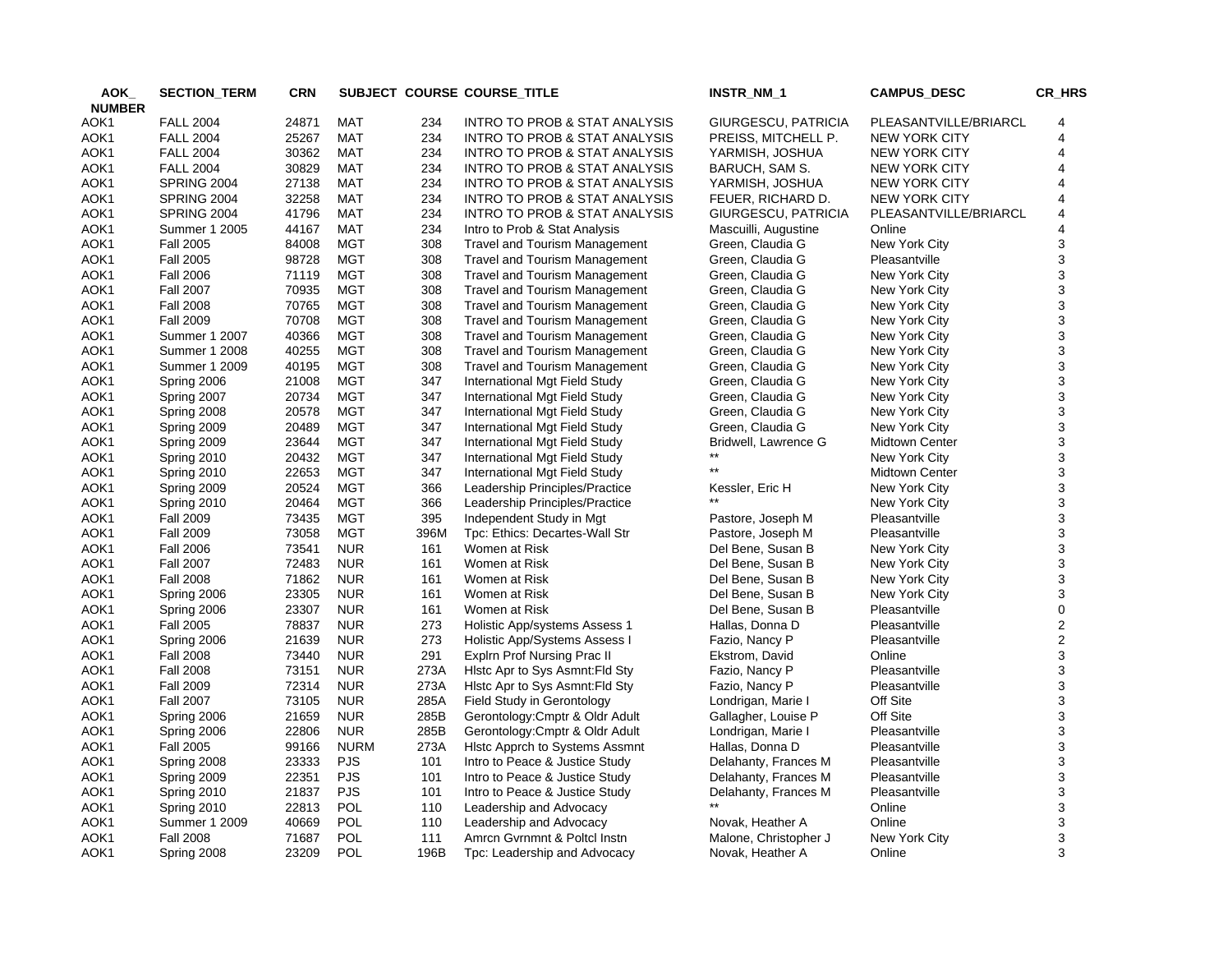| AOK_ NUMBER | SECTION_TERM | CRN | SUBJECT | COURSE | COURSE_TITLE | INSTR_NM_1 | CAMPUS_DESC | CR_HRS |
|---|---|---|---|---|---|---|---|---|
| AOK1 | FALL 2004 | 24871 | MAT | 234 | INTRO TO PROB & STAT ANALYSIS | GIURGESCU, PATRICIA | PLEASANTVILLE/BRIARCL | 4 |
| AOK1 | FALL 2004 | 25267 | MAT | 234 | INTRO TO PROB & STAT ANALYSIS | PREISS, MITCHELL P. | NEW YORK CITY | 4 |
| AOK1 | FALL 2004 | 30362 | MAT | 234 | INTRO TO PROB & STAT ANALYSIS | YARMISH, JOSHUA | NEW YORK CITY | 4 |
| AOK1 | FALL 2004 | 30829 | MAT | 234 | INTRO TO PROB & STAT ANALYSIS | BARUCH, SAM S. | NEW YORK CITY | 4 |
| AOK1 | SPRING 2004 | 27138 | MAT | 234 | INTRO TO PROB & STAT ANALYSIS | YARMISH, JOSHUA | NEW YORK CITY | 4 |
| AOK1 | SPRING 2004 | 32258 | MAT | 234 | INTRO TO PROB & STAT ANALYSIS | FEUER, RICHARD D. | NEW YORK CITY | 4 |
| AOK1 | SPRING 2004 | 41796 | MAT | 234 | INTRO TO PROB & STAT ANALYSIS | GIURGESCU, PATRICIA | PLEASANTVILLE/BRIARCL | 4 |
| AOK1 | Summer 1 2005 | 44167 | MAT | 234 | Intro to Prob & Stat Analysis | Mascuilli, Augustine | Online | 4 |
| AOK1 | Fall 2005 | 84008 | MGT | 308 | Travel and Tourism Management | Green, Claudia G | New York City | 3 |
| AOK1 | Fall 2005 | 98728 | MGT | 308 | Travel and Tourism Management | Green, Claudia G | Pleasantville | 3 |
| AOK1 | Fall 2006 | 71119 | MGT | 308 | Travel and Tourism Management | Green, Claudia G | New York City | 3 |
| AOK1 | Fall 2007 | 70935 | MGT | 308 | Travel and Tourism Management | Green, Claudia G | New York City | 3 |
| AOK1 | Fall 2008 | 70765 | MGT | 308 | Travel and Tourism Management | Green, Claudia G | New York City | 3 |
| AOK1 | Fall 2009 | 70708 | MGT | 308 | Travel and Tourism Management | Green, Claudia G | New York City | 3 |
| AOK1 | Summer 1 2007 | 40366 | MGT | 308 | Travel and Tourism Management | Green, Claudia G | New York City | 3 |
| AOK1 | Summer 1 2008 | 40255 | MGT | 308 | Travel and Tourism Management | Green, Claudia G | New York City | 3 |
| AOK1 | Summer 1 2009 | 40195 | MGT | 308 | Travel and Tourism Management | Green, Claudia G | New York City | 3 |
| AOK1 | Spring 2006 | 21008 | MGT | 347 | International Mgt Field Study | Green, Claudia G | New York City | 3 |
| AOK1 | Spring 2007 | 20734 | MGT | 347 | International Mgt Field Study | Green, Claudia G | New York City | 3 |
| AOK1 | Spring 2008 | 20578 | MGT | 347 | International Mgt Field Study | Green, Claudia G | New York City | 3 |
| AOK1 | Spring 2009 | 20489 | MGT | 347 | International Mgt Field Study | Green, Claudia G | New York City | 3 |
| AOK1 | Spring 2009 | 23644 | MGT | 347 | International Mgt Field Study | Bridwell, Lawrence G | Midtown Center | 3 |
| AOK1 | Spring 2010 | 20432 | MGT | 347 | International Mgt Field Study | ** | New York City | 3 |
| AOK1 | Spring 2010 | 22653 | MGT | 347 | International Mgt Field Study | ** | Midtown Center | 3 |
| AOK1 | Spring 2009 | 20524 | MGT | 366 | Leadership Principles/Practice | Kessler, Eric H | New York City | 3 |
| AOK1 | Spring 2010 | 20464 | MGT | 366 | Leadership Principles/Practice | ** | New York City | 3 |
| AOK1 | Fall 2009 | 73435 | MGT | 395 | Independent Study in Mgt | Pastore, Joseph M | Pleasantville | 3 |
| AOK1 | Fall 2009 | 73058 | MGT | 396M | Tpc: Ethics: Decartes-Wall Str | Pastore, Joseph M | Pleasantville | 3 |
| AOK1 | Fall 2006 | 73541 | NUR | 161 | Women at Risk | Del Bene, Susan B | New York City | 3 |
| AOK1 | Fall 2007 | 72483 | NUR | 161 | Women at Risk | Del Bene, Susan B | New York City | 3 |
| AOK1 | Fall 2008 | 71862 | NUR | 161 | Women at Risk | Del Bene, Susan B | New York City | 3 |
| AOK1 | Spring 2006 | 23305 | NUR | 161 | Women at Risk | Del Bene, Susan B | New York City | 3 |
| AOK1 | Spring 2006 | 23307 | NUR | 161 | Women at Risk | Del Bene, Susan B | Pleasantville | 0 |
| AOK1 | Fall 2005 | 78837 | NUR | 273 | Holistic App/systems Assess 1 | Hallas, Donna D | Pleasantville | 2 |
| AOK1 | Spring 2006 | 21639 | NUR | 273 | Holistic App/Systems Assess I | Fazio, Nancy P | Pleasantville | 2 |
| AOK1 | Fall 2008 | 73440 | NUR | 291 | Explrn Prof Nursing Prac II | Ekstrom, David | Online | 3 |
| AOK1 | Fall 2008 | 73151 | NUR | 273A | Hlstc Apr to Sys Asmnt:Fld Sty | Fazio, Nancy P | Pleasantville | 3 |
| AOK1 | Fall 2009 | 72314 | NUR | 273A | Hlstc Apr to Sys Asmnt:Fld Sty | Fazio, Nancy P | Pleasantville | 3 |
| AOK1 | Fall 2007 | 73105 | NUR | 285A | Field Study in Gerontology | Londrigan, Marie I | Off Site | 3 |
| AOK1 | Spring 2006 | 21659 | NUR | 285B | Gerontology:Cmptr & Oldr Adult | Gallagher, Louise P | Off Site | 3 |
| AOK1 | Spring 2006 | 22806 | NUR | 285B | Gerontology:Cmptr & Oldr Adult | Londrigan, Marie I | Pleasantville | 3 |
| AOK1 | Fall 2005 | 99166 | NURM | 273A | Hlstc Apprch to Systems Assmnt | Hallas, Donna D | Pleasantville | 3 |
| AOK1 | Spring 2008 | 23333 | PJS | 101 | Intro to Peace & Justice Study | Delahanty, Frances M | Pleasantville | 3 |
| AOK1 | Spring 2009 | 22351 | PJS | 101 | Intro to Peace & Justice Study | Delahanty, Frances M | Pleasantville | 3 |
| AOK1 | Spring 2010 | 21837 | PJS | 101 | Intro to Peace & Justice Study | Delahanty, Frances M | Pleasantville | 3 |
| AOK1 | Spring 2010 | 22813 | POL | 110 | Leadership and Advocacy | ** | Online | 3 |
| AOK1 | Summer 1 2009 | 40669 | POL | 110 | Leadership and Advocacy | Novak, Heather A | Online | 3 |
| AOK1 | Fall 2008 | 71687 | POL | 111 | Amrcn Gvrnmnt & Poltcl Instn | Malone, Christopher J | New York City | 3 |
| AOK1 | Spring 2008 | 23209 | POL | 196B | Tpc: Leadership and Advocacy | Novak, Heather A | Online | 3 |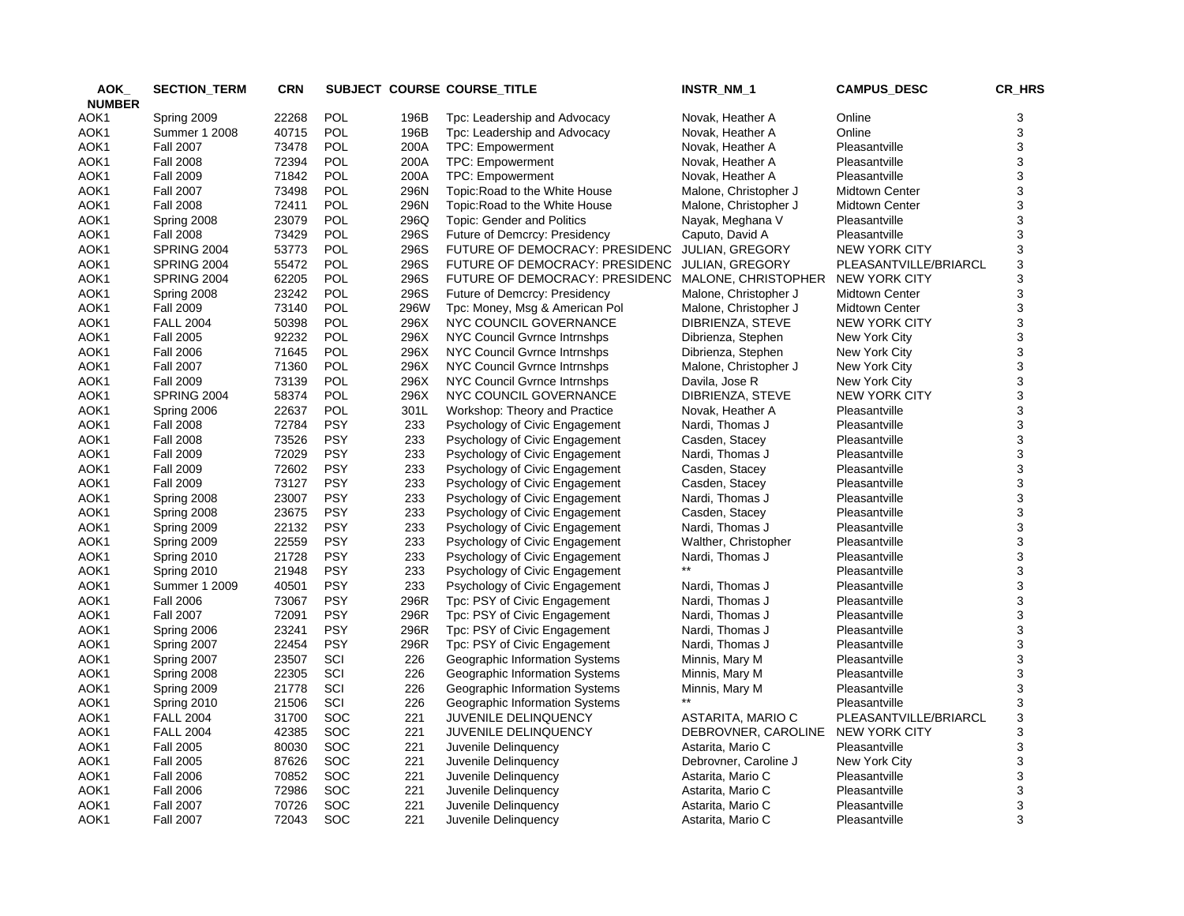| AOK_ NUMBER | SECTION_TERM | CRN | SUBJECT | COURSE | COURSE_TITLE | INSTR_NM_1 | CAMPUS_DESC | CR_HRS |
|---|---|---|---|---|---|---|---|---|
| AOK1 | Spring 2009 | 22268 | POL | 196B | Tpc: Leadership and Advocacy | Novak, Heather A | Online | 3 |
| AOK1 | Summer 1 2008 | 40715 | POL | 196B | Tpc: Leadership and Advocacy | Novak, Heather A | Online | 3 |
| AOK1 | Fall 2007 | 73478 | POL | 200A | TPC: Empowerment | Novak, Heather A | Pleasantville | 3 |
| AOK1 | Fall 2008 | 72394 | POL | 200A | TPC: Empowerment | Novak, Heather A | Pleasantville | 3 |
| AOK1 | Fall 2009 | 71842 | POL | 200A | TPC: Empowerment | Novak, Heather A | Pleasantville | 3 |
| AOK1 | Fall 2007 | 73498 | POL | 296N | Topic:Road to the White House | Malone, Christopher J | Midtown Center | 3 |
| AOK1 | Fall 2008 | 72411 | POL | 296N | Topic:Road to the White House | Malone, Christopher J | Midtown Center | 3 |
| AOK1 | Spring 2008 | 23079 | POL | 296Q | Topic: Gender and Politics | Nayak, Meghana V | Pleasantville | 3 |
| AOK1 | Fall 2008 | 73429 | POL | 296S | Future of Demcrcy: Presidency | Caputo, David A | Pleasantville | 3 |
| AOK1 | SPRING 2004 | 53773 | POL | 296S | FUTURE OF DEMOCRACY: PRESIDENC | JULIAN, GREGORY | NEW YORK CITY | 3 |
| AOK1 | SPRING 2004 | 55472 | POL | 296S | FUTURE OF DEMOCRACY: PRESIDENC | JULIAN, GREGORY | PLEASANTVILLE/BRIARCL | 3 |
| AOK1 | SPRING 2004 | 62205 | POL | 296S | FUTURE OF DEMOCRACY: PRESIDENC | MALONE, CHRISTOPHER | NEW YORK CITY | 3 |
| AOK1 | Spring 2008 | 23242 | POL | 296S | Future of Demcrcy: Presidency | Malone, Christopher J | Midtown Center | 3 |
| AOK1 | Fall 2009 | 73140 | POL | 296W | Tpc: Money, Msg & American Pol | Malone, Christopher J | Midtown Center | 3 |
| AOK1 | FALL 2004 | 50398 | POL | 296X | NYC COUNCIL GOVERNANCE | DIBRIENZA, STEVE | NEW YORK CITY | 3 |
| AOK1 | Fall 2005 | 92232 | POL | 296X | NYC Council Gvrnce Intrnshps | Dibrienza, Stephen | New York City | 3 |
| AOK1 | Fall 2006 | 71645 | POL | 296X | NYC Council Gvrnce Intrnshps | Dibrienza, Stephen | New York City | 3 |
| AOK1 | Fall 2007 | 71360 | POL | 296X | NYC Council Gvrnce Intrnshps | Malone, Christopher J | New York City | 3 |
| AOK1 | Fall 2009 | 73139 | POL | 296X | NYC Council Gvrnce Intrnshps | Davila, Jose R | New York City | 3 |
| AOK1 | SPRING 2004 | 58374 | POL | 296X | NYC COUNCIL GOVERNANCE | DIBRIENZA, STEVE | NEW YORK CITY | 3 |
| AOK1 | Spring 2006 | 22637 | POL | 301L | Workshop: Theory and Practice | Novak, Heather A | Pleasantville | 3 |
| AOK1 | Fall 2008 | 72784 | PSY | 233 | Psychology of Civic Engagement | Nardi, Thomas J | Pleasantville | 3 |
| AOK1 | Fall 2008 | 73526 | PSY | 233 | Psychology of Civic Engagement | Casden, Stacey | Pleasantville | 3 |
| AOK1 | Fall 2009 | 72029 | PSY | 233 | Psychology of Civic Engagement | Nardi, Thomas J | Pleasantville | 3 |
| AOK1 | Fall 2009 | 72602 | PSY | 233 | Psychology of Civic Engagement | Casden, Stacey | Pleasantville | 3 |
| AOK1 | Fall 2009 | 73127 | PSY | 233 | Psychology of Civic Engagement | Casden, Stacey | Pleasantville | 3 |
| AOK1 | Spring 2008 | 23007 | PSY | 233 | Psychology of Civic Engagement | Nardi, Thomas J | Pleasantville | 3 |
| AOK1 | Spring 2008 | 23675 | PSY | 233 | Psychology of Civic Engagement | Casden, Stacey | Pleasantville | 3 |
| AOK1 | Spring 2009 | 22132 | PSY | 233 | Psychology of Civic Engagement | Nardi, Thomas J | Pleasantville | 3 |
| AOK1 | Spring 2009 | 22559 | PSY | 233 | Psychology of Civic Engagement | Walther, Christopher | Pleasantville | 3 |
| AOK1 | Spring 2010 | 21728 | PSY | 233 | Psychology of Civic Engagement | Nardi, Thomas J | Pleasantville | 3 |
| AOK1 | Spring 2010 | 21948 | PSY | 233 | Psychology of Civic Engagement | ** | Pleasantville | 3 |
| AOK1 | Summer 1 2009 | 40501 | PSY | 233 | Psychology of Civic Engagement | Nardi, Thomas J | Pleasantville | 3 |
| AOK1 | Fall 2006 | 73067 | PSY | 296R | Tpc: PSY of Civic Engagement | Nardi, Thomas J | Pleasantville | 3 |
| AOK1 | Fall 2007 | 72091 | PSY | 296R | Tpc: PSY of Civic Engagement | Nardi, Thomas J | Pleasantville | 3 |
| AOK1 | Spring 2006 | 23241 | PSY | 296R | Tpc: PSY of Civic Engagement | Nardi, Thomas J | Pleasantville | 3 |
| AOK1 | Spring 2007 | 22454 | PSY | 296R | Tpc: PSY of Civic Engagement | Nardi, Thomas J | Pleasantville | 3 |
| AOK1 | Spring 2007 | 23507 | SCI | 226 | Geographic Information Systems | Minnis, Mary M | Pleasantville | 3 |
| AOK1 | Spring 2008 | 22305 | SCI | 226 | Geographic Information Systems | Minnis, Mary M | Pleasantville | 3 |
| AOK1 | Spring 2009 | 21778 | SCI | 226 | Geographic Information Systems | Minnis, Mary M | Pleasantville | 3 |
| AOK1 | Spring 2010 | 21506 | SCI | 226 | Geographic Information Systems | ** | Pleasantville | 3 |
| AOK1 | FALL 2004 | 31700 | SOC | 221 | JUVENILE DELINQUENCY | ASTARITA, MARIO C | PLEASANTVILLE/BRIARCL | 3 |
| AOK1 | FALL 2004 | 42385 | SOC | 221 | JUVENILE DELINQUENCY | DEBROVNER, CAROLINE | NEW YORK CITY | 3 |
| AOK1 | Fall 2005 | 80030 | SOC | 221 | Juvenile Delinquency | Astarita, Mario C | Pleasantville | 3 |
| AOK1 | Fall 2005 | 87626 | SOC | 221 | Juvenile Delinquency | Debrovner, Caroline J | New York City | 3 |
| AOK1 | Fall 2006 | 70852 | SOC | 221 | Juvenile Delinquency | Astarita, Mario C | Pleasantville | 3 |
| AOK1 | Fall 2006 | 72986 | SOC | 221 | Juvenile Delinquency | Astarita, Mario C | Pleasantville | 3 |
| AOK1 | Fall 2007 | 70726 | SOC | 221 | Juvenile Delinquency | Astarita, Mario C | Pleasantville | 3 |
| AOK1 | Fall 2007 | 72043 | SOC | 221 | Juvenile Delinquency | Astarita, Mario C | Pleasantville | 3 |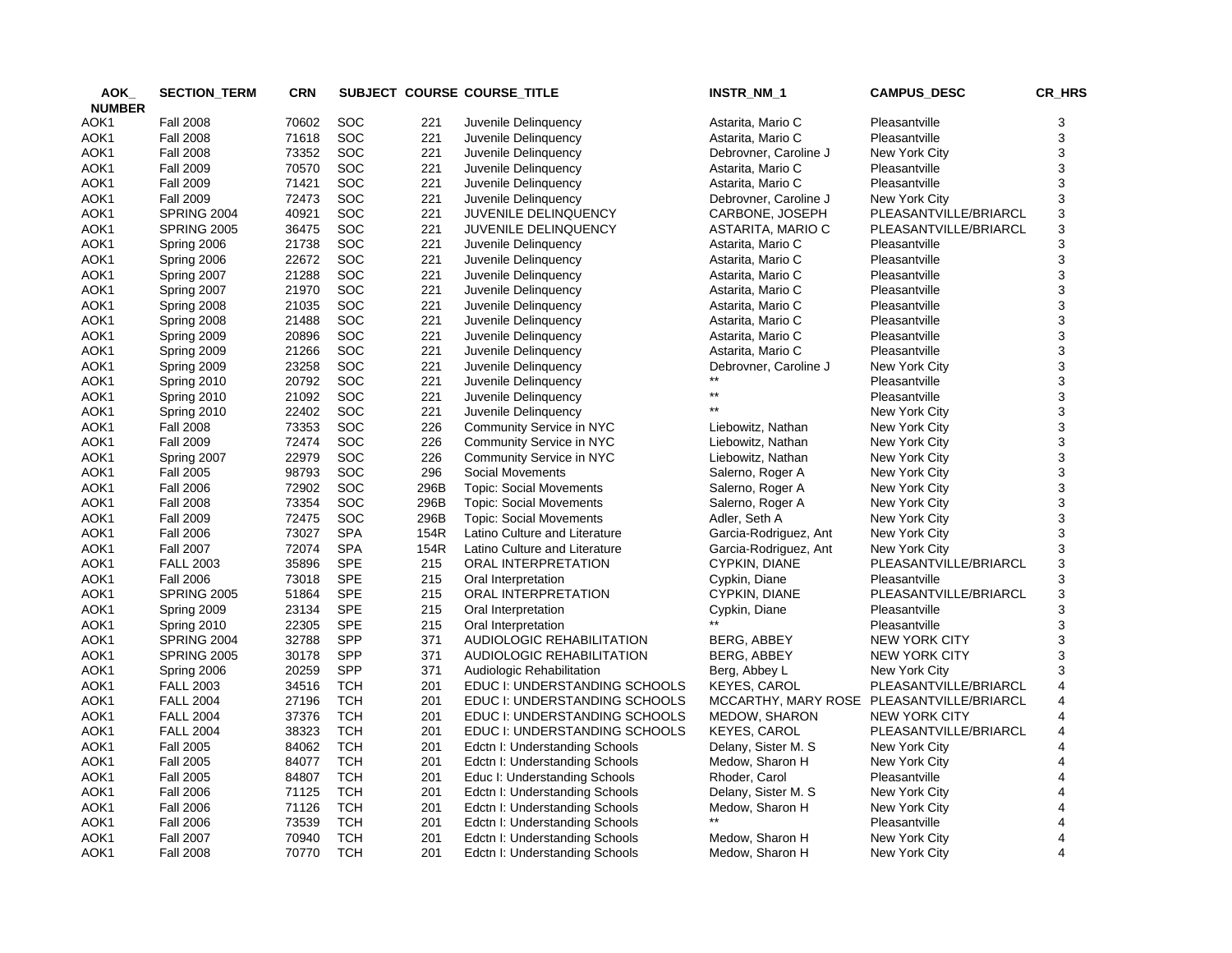| AOK_NUMBER | SECTION_TERM | CRN | SUBJECT | COURSE | COURSE_TITLE | INSTR_NM_1 | CAMPUS_DESC | CR_HRS |
|---|---|---|---|---|---|---|---|---|
| AOK1 | Fall 2008 | 70602 | SOC | 221 | Juvenile Delinquency | Astarita, Mario C | Pleasantville | 3 |
| AOK1 | Fall 2008 | 71618 | SOC | 221 | Juvenile Delinquency | Astarita, Mario C | Pleasantville | 3 |
| AOK1 | Fall 2008 | 73352 | SOC | 221 | Juvenile Delinquency | Debrovner, Caroline J | New York City | 3 |
| AOK1 | Fall 2009 | 70570 | SOC | 221 | Juvenile Delinquency | Astarita, Mario C | Pleasantville | 3 |
| AOK1 | Fall 2009 | 71421 | SOC | 221 | Juvenile Delinquency | Astarita, Mario C | Pleasantville | 3 |
| AOK1 | Fall 2009 | 72473 | SOC | 221 | Juvenile Delinquency | Debrovner, Caroline J | New York City | 3 |
| AOK1 | SPRING 2004 | 40921 | SOC | 221 | JUVENILE DELINQUENCY | CARBONE, JOSEPH | PLEASANTVILLE/BRIARCL | 3 |
| AOK1 | SPRING 2005 | 36475 | SOC | 221 | JUVENILE DELINQUENCY | ASTARITA, MARIO C | PLEASANTVILLE/BRIARCL | 3 |
| AOK1 | Spring 2006 | 21738 | SOC | 221 | Juvenile Delinquency | Astarita, Mario C | Pleasantville | 3 |
| AOK1 | Spring 2006 | 22672 | SOC | 221 | Juvenile Delinquency | Astarita, Mario C | Pleasantville | 3 |
| AOK1 | Spring 2007 | 21288 | SOC | 221 | Juvenile Delinquency | Astarita, Mario C | Pleasantville | 3 |
| AOK1 | Spring 2007 | 21970 | SOC | 221 | Juvenile Delinquency | Astarita, Mario C | Pleasantville | 3 |
| AOK1 | Spring 2008 | 21035 | SOC | 221 | Juvenile Delinquency | Astarita, Mario C | Pleasantville | 3 |
| AOK1 | Spring 2008 | 21488 | SOC | 221 | Juvenile Delinquency | Astarita, Mario C | Pleasantville | 3 |
| AOK1 | Spring 2009 | 20896 | SOC | 221 | Juvenile Delinquency | Astarita, Mario C | Pleasantville | 3 |
| AOK1 | Spring 2009 | 21266 | SOC | 221 | Juvenile Delinquency | Astarita, Mario C | Pleasantville | 3 |
| AOK1 | Spring 2009 | 23258 | SOC | 221 | Juvenile Delinquency | Debrovner, Caroline J | New York City | 3 |
| AOK1 | Spring 2010 | 20792 | SOC | 221 | Juvenile Delinquency | ** | Pleasantville | 3 |
| AOK1 | Spring 2010 | 21092 | SOC | 221 | Juvenile Delinquency | ** | Pleasantville | 3 |
| AOK1 | Spring 2010 | 22402 | SOC | 221 | Juvenile Delinquency | ** | New York City | 3 |
| AOK1 | Fall 2008 | 73353 | SOC | 226 | Community Service in NYC | Liebowitz, Nathan | New York City | 3 |
| AOK1 | Fall 2009 | 72474 | SOC | 226 | Community Service in NYC | Liebowitz, Nathan | New York City | 3 |
| AOK1 | Spring 2007 | 22979 | SOC | 226 | Community Service in NYC | Liebowitz, Nathan | New York City | 3 |
| AOK1 | Fall 2005 | 98793 | SOC | 296 | Social Movements | Salerno, Roger A | New York City | 3 |
| AOK1 | Fall 2006 | 72902 | SOC | 296B | Topic: Social Movements | Salerno, Roger A | New York City | 3 |
| AOK1 | Fall 2008 | 73354 | SOC | 296B | Topic: Social Movements | Salerno, Roger A | New York City | 3 |
| AOK1 | Fall 2009 | 72475 | SOC | 296B | Topic: Social Movements | Adler, Seth A | New York City | 3 |
| AOK1 | Fall 2006 | 73027 | SPA | 154R | Latino Culture and Literature | Garcia-Rodriguez, Ant | New York City | 3 |
| AOK1 | Fall 2007 | 72074 | SPA | 154R | Latino Culture and Literature | Garcia-Rodriguez, Ant | New York City | 3 |
| AOK1 | FALL 2003 | 35896 | SPE | 215 | ORAL INTERPRETATION | CYPKIN, DIANE | PLEASANTVILLE/BRIARCL | 3 |
| AOK1 | Fall 2006 | 73018 | SPE | 215 | Oral Interpretation | Cypkin, Diane | Pleasantville | 3 |
| AOK1 | SPRING 2005 | 51864 | SPE | 215 | ORAL INTERPRETATION | CYPKIN, DIANE | PLEASANTVILLE/BRIARCL | 3 |
| AOK1 | Spring 2009 | 23134 | SPE | 215 | Oral Interpretation | Cypkin, Diane | Pleasantville | 3 |
| AOK1 | Spring 2010 | 22305 | SPE | 215 | Oral Interpretation | ** | Pleasantville | 3 |
| AOK1 | SPRING 2004 | 32788 | SPP | 371 | AUDIOLOGIC REHABILITATION | BERG, ABBEY | NEW YORK CITY | 3 |
| AOK1 | SPRING 2005 | 30178 | SPP | 371 | AUDIOLOGIC REHABILITATION | BERG, ABBEY | NEW YORK CITY | 3 |
| AOK1 | Spring 2006 | 20259 | SPP | 371 | Audiologic Rehabilitation | Berg, Abbey L | New York City | 3 |
| AOK1 | FALL 2003 | 34516 | TCH | 201 | EDUC I: UNDERSTANDING SCHOOLS | KEYES, CAROL | PLEASANTVILLE/BRIARCL | 4 |
| AOK1 | FALL 2004 | 27196 | TCH | 201 | EDUC I: UNDERSTANDING SCHOOLS | MCCARTHY, MARY ROSE | PLEASANTVILLE/BRIARCL | 4 |
| AOK1 | FALL 2004 | 37376 | TCH | 201 | EDUC I: UNDERSTANDING SCHOOLS | MEDOW, SHARON | NEW YORK CITY | 4 |
| AOK1 | FALL 2004 | 38323 | TCH | 201 | EDUC I: UNDERSTANDING SCHOOLS | KEYES, CAROL | PLEASANTVILLE/BRIARCL | 4 |
| AOK1 | Fall 2005 | 84062 | TCH | 201 | Edctn I: Understanding Schools | Delany, Sister M. S | New York City | 4 |
| AOK1 | Fall 2005 | 84077 | TCH | 201 | Edctn I: Understanding Schools | Medow, Sharon H | New York City | 4 |
| AOK1 | Fall 2005 | 84807 | TCH | 201 | Educ I: Understanding Schools | Rhoder, Carol | Pleasantville | 4 |
| AOK1 | Fall 2006 | 71125 | TCH | 201 | Edctn I: Understanding Schools | Delany, Sister M. S | New York City | 4 |
| AOK1 | Fall 2006 | 71126 | TCH | 201 | Edctn I: Understanding Schools | Medow, Sharon H | New York City | 4 |
| AOK1 | Fall 2006 | 73539 | TCH | 201 | Edctn I: Understanding Schools | ** | Pleasantville | 4 |
| AOK1 | Fall 2007 | 70940 | TCH | 201 | Edctn I: Understanding Schools | Medow, Sharon H | New York City | 4 |
| AOK1 | Fall 2008 | 70770 | TCH | 201 | Edctn I: Understanding Schools | Medow, Sharon H | New York City | 4 |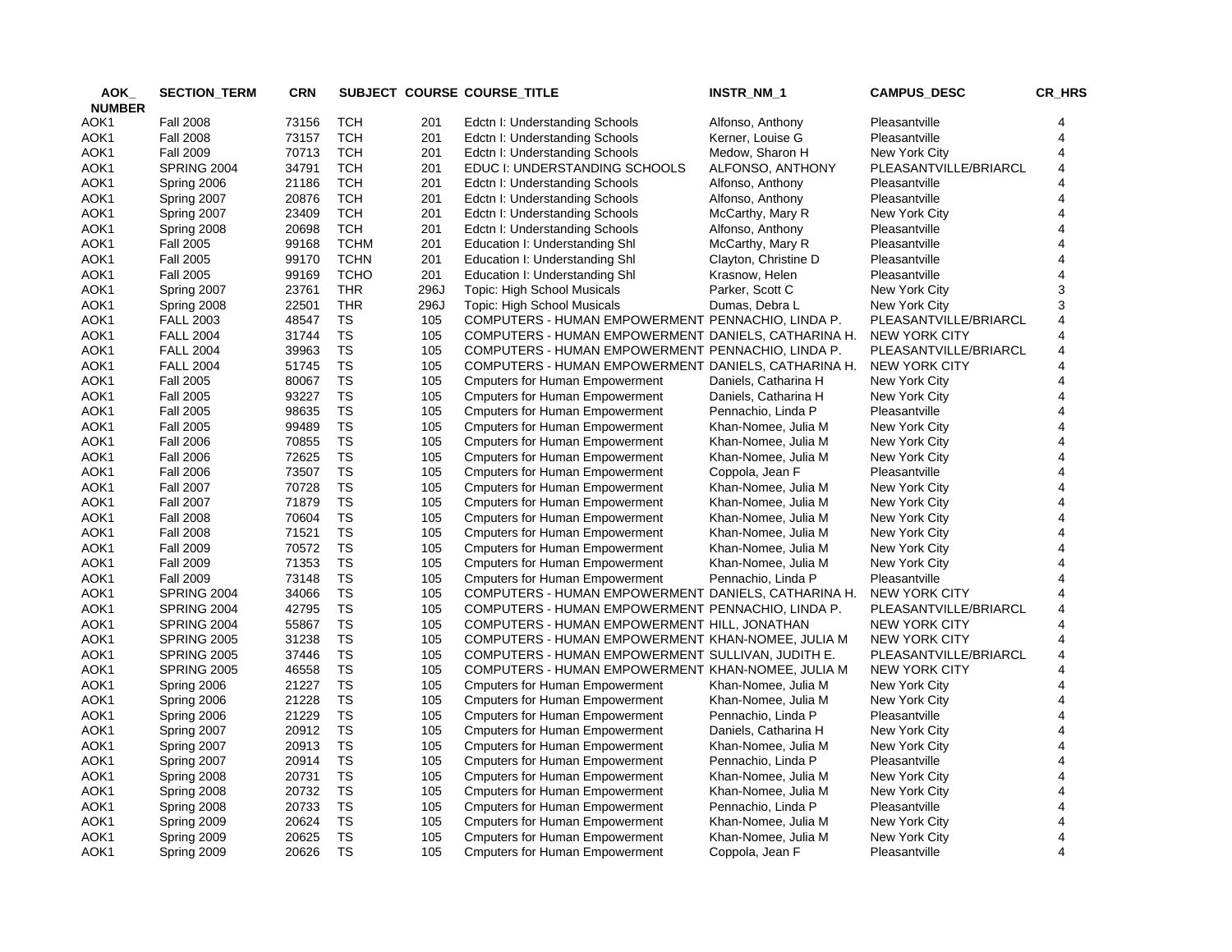| AOK_ NUMBER | SECTION_TERM | CRN | SUBJECT | COURSE | COURSE_TITLE | INSTR_NM_1 | CAMPUS_DESC | CR_HRS |
|---|---|---|---|---|---|---|---|---|
| AOK1 | Fall 2008 | 73156 | TCH | 201 | Edctn I: Understanding Schools | Alfonso, Anthony | Pleasantville | 4 |
| AOK1 | Fall 2008 | 73157 | TCH | 201 | Edctn I: Understanding Schools | Kerner, Louise G | Pleasantville | 4 |
| AOK1 | Fall 2009 | 70713 | TCH | 201 | Edctn I: Understanding Schools | Medow, Sharon H | New York City | 4 |
| AOK1 | SPRING 2004 | 34791 | TCH | 201 | EDUC I: UNDERSTANDING SCHOOLS | ALFONSO, ANTHONY | PLEASANTVILLE/BRIARCL | 4 |
| AOK1 | Spring 2006 | 21186 | TCH | 201 | Edctn I: Understanding Schools | Alfonso, Anthony | Pleasantville | 4 |
| AOK1 | Spring 2007 | 20876 | TCH | 201 | Edctn I: Understanding Schools | Alfonso, Anthony | Pleasantville | 4 |
| AOK1 | Spring 2007 | 23409 | TCH | 201 | Edctn I: Understanding Schools | McCarthy, Mary R | New York City | 4 |
| AOK1 | Spring 2008 | 20698 | TCH | 201 | Edctn I: Understanding Schools | Alfonso, Anthony | Pleasantville | 4 |
| AOK1 | Fall 2005 | 99168 | TCHM | 201 | Education I: Understanding Shl | McCarthy, Mary R | Pleasantville | 4 |
| AOK1 | Fall 2005 | 99170 | TCHN | 201 | Education I: Understanding Shl | Clayton, Christine D | Pleasantville | 4 |
| AOK1 | Fall 2005 | 99169 | TCHO | 201 | Education I: Understanding Shl | Krasnow, Helen | Pleasantville | 4 |
| AOK1 | Spring 2007 | 23761 | THR | 296J | Topic: High School Musicals | Parker, Scott C | New York City | 3 |
| AOK1 | Spring 2008 | 22501 | THR | 296J | Topic: High School Musicals | Dumas, Debra L | New York City | 3 |
| AOK1 | FALL 2003 | 48547 | TS | 105 | COMPUTERS - HUMAN EMPOWERMENT | PENNACHIO, LINDA P. | PLEASANTVILLE/BRIARCL | 4 |
| AOK1 | FALL 2004 | 31744 | TS | 105 | COMPUTERS - HUMAN EMPOWERMENT | DANIELS, CATHARINA H. | NEW YORK CITY | 4 |
| AOK1 | FALL 2004 | 39963 | TS | 105 | COMPUTERS - HUMAN EMPOWERMENT | PENNACHIO, LINDA P. | PLEASANTVILLE/BRIARCL | 4 |
| AOK1 | FALL 2004 | 51745 | TS | 105 | COMPUTERS - HUMAN EMPOWERMENT | DANIELS, CATHARINA H. | NEW YORK CITY | 4 |
| AOK1 | Fall 2005 | 80067 | TS | 105 | Cmputers for Human Empowerment | Daniels, Catharina H | New York City | 4 |
| AOK1 | Fall 2005 | 93227 | TS | 105 | Cmputers for Human Empowerment | Daniels, Catharina H | New York City | 4 |
| AOK1 | Fall 2005 | 98635 | TS | 105 | Cmputers for Human Empowerment | Pennachio, Linda P | Pleasantville | 4 |
| AOK1 | Fall 2005 | 99489 | TS | 105 | Cmputers for Human Empowerment | Khan-Nomee, Julia M | New York City | 4 |
| AOK1 | Fall 2006 | 70855 | TS | 105 | Cmputers for Human Empowerment | Khan-Nomee, Julia M | New York City | 4 |
| AOK1 | Fall 2006 | 72625 | TS | 105 | Cmputers for Human Empowerment | Khan-Nomee, Julia M | New York City | 4 |
| AOK1 | Fall 2006 | 73507 | TS | 105 | Cmputers for Human Empowerment | Coppola, Jean F | Pleasantville | 4 |
| AOK1 | Fall 2007 | 70728 | TS | 105 | Cmputers for Human Empowerment | Khan-Nomee, Julia M | New York City | 4 |
| AOK1 | Fall 2007 | 71879 | TS | 105 | Cmputers for Human Empowerment | Khan-Nomee, Julia M | New York City | 4 |
| AOK1 | Fall 2008 | 70604 | TS | 105 | Cmputers for Human Empowerment | Khan-Nomee, Julia M | New York City | 4 |
| AOK1 | Fall 2008 | 71521 | TS | 105 | Cmputers for Human Empowerment | Khan-Nomee, Julia M | New York City | 4 |
| AOK1 | Fall 2009 | 70572 | TS | 105 | Cmputers for Human Empowerment | Khan-Nomee, Julia M | New York City | 4 |
| AOK1 | Fall 2009 | 71353 | TS | 105 | Cmputers for Human Empowerment | Khan-Nomee, Julia M | New York City | 4 |
| AOK1 | Fall 2009 | 73148 | TS | 105 | Cmputers for Human Empowerment | Pennachio, Linda P | Pleasantville | 4 |
| AOK1 | SPRING 2004 | 34066 | TS | 105 | COMPUTERS - HUMAN EMPOWERMENT | DANIELS, CATHARINA H. | NEW YORK CITY | 4 |
| AOK1 | SPRING 2004 | 42795 | TS | 105 | COMPUTERS - HUMAN EMPOWERMENT | PENNACHIO, LINDA P. | PLEASANTVILLE/BRIARCL | 4 |
| AOK1 | SPRING 2004 | 55867 | TS | 105 | COMPUTERS - HUMAN EMPOWERMENT | HILL, JONATHAN | NEW YORK CITY | 4 |
| AOK1 | SPRING 2005 | 31238 | TS | 105 | COMPUTERS - HUMAN EMPOWERMENT | KHAN-NOMEE, JULIA M | NEW YORK CITY | 4 |
| AOK1 | SPRING 2005 | 37446 | TS | 105 | COMPUTERS - HUMAN EMPOWERMENT | SULLIVAN, JUDITH E. | PLEASANTVILLE/BRIARCL | 4 |
| AOK1 | SPRING 2005 | 46558 | TS | 105 | COMPUTERS - HUMAN EMPOWERMENT | KHAN-NOMEE, JULIA M | NEW YORK CITY | 4 |
| AOK1 | Spring 2006 | 21227 | TS | 105 | Cmputers for Human Empowerment | Khan-Nomee, Julia M | New York City | 4 |
| AOK1 | Spring 2006 | 21228 | TS | 105 | Cmputers for Human Empowerment | Khan-Nomee, Julia M | New York City | 4 |
| AOK1 | Spring 2006 | 21229 | TS | 105 | Cmputers for Human Empowerment | Pennachio, Linda P | Pleasantville | 4 |
| AOK1 | Spring 2007 | 20912 | TS | 105 | Cmputers for Human Empowerment | Daniels, Catharina H | New York City | 4 |
| AOK1 | Spring 2007 | 20913 | TS | 105 | Cmputers for Human Empowerment | Khan-Nomee, Julia M | New York City | 4 |
| AOK1 | Spring 2007 | 20914 | TS | 105 | Cmputers for Human Empowerment | Pennachio, Linda P | Pleasantville | 4 |
| AOK1 | Spring 2008 | 20731 | TS | 105 | Cmputers for Human Empowerment | Khan-Nomee, Julia M | New York City | 4 |
| AOK1 | Spring 2008 | 20732 | TS | 105 | Cmputers for Human Empowerment | Khan-Nomee, Julia M | New York City | 4 |
| AOK1 | Spring 2008 | 20733 | TS | 105 | Cmputers for Human Empowerment | Pennachio, Linda P | Pleasantville | 4 |
| AOK1 | Spring 2009 | 20624 | TS | 105 | Cmputers for Human Empowerment | Khan-Nomee, Julia M | New York City | 4 |
| AOK1 | Spring 2009 | 20625 | TS | 105 | Cmputers for Human Empowerment | Khan-Nomee, Julia M | New York City | 4 |
| AOK1 | Spring 2009 | 20626 | TS | 105 | Cmputers for Human Empowerment | Coppola, Jean F | Pleasantville | 4 |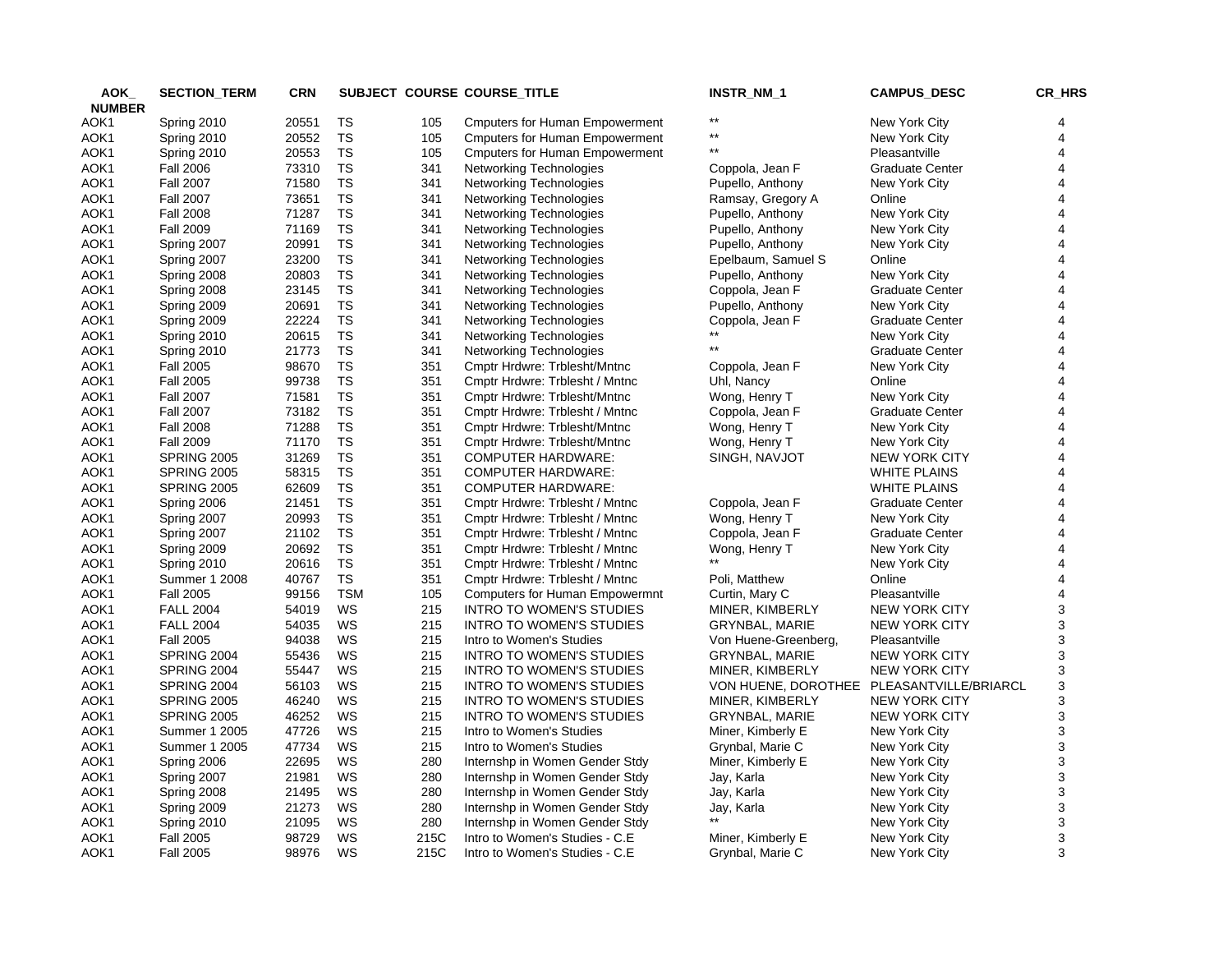| AOK_ NUMBER | SECTION_TERM | CRN | SUBJECT | COURSE | COURSE_TITLE | INSTR_NM_1 | CAMPUS_DESC | CR_HRS |
|---|---|---|---|---|---|---|---|---|
| AOK1 | Spring 2010 | 20551 | TS | 105 | Cmputers for Human Empowerment | ** | New York City | 4 |
| AOK1 | Spring 2010 | 20552 | TS | 105 | Cmputers for Human Empowerment | ** | New York City | 4 |
| AOK1 | Spring 2010 | 20553 | TS | 105 | Cmputers for Human Empowerment | ** | Pleasantville | 4 |
| AOK1 | Fall 2006 | 73310 | TS | 341 | Networking Technologies | Coppola, Jean F | Graduate Center | 4 |
| AOK1 | Fall 2007 | 71580 | TS | 341 | Networking Technologies | Pupello, Anthony | New York City | 4 |
| AOK1 | Fall 2007 | 73651 | TS | 341 | Networking Technologies | Ramsay, Gregory A | Online | 4 |
| AOK1 | Fall 2008 | 71287 | TS | 341 | Networking Technologies | Pupello, Anthony | New York City | 4 |
| AOK1 | Fall 2009 | 71169 | TS | 341 | Networking Technologies | Pupello, Anthony | New York City | 4 |
| AOK1 | Spring 2007 | 20991 | TS | 341 | Networking Technologies | Pupello, Anthony | New York City | 4 |
| AOK1 | Spring 2007 | 23200 | TS | 341 | Networking Technologies | Epelbaum, Samuel S | Online | 4 |
| AOK1 | Spring 2008 | 20803 | TS | 341 | Networking Technologies | Pupello, Anthony | New York City | 4 |
| AOK1 | Spring 2008 | 23145 | TS | 341 | Networking Technologies | Coppola, Jean F | Graduate Center | 4 |
| AOK1 | Spring 2009 | 20691 | TS | 341 | Networking Technologies | Pupello, Anthony | New York City | 4 |
| AOK1 | Spring 2009 | 22224 | TS | 341 | Networking Technologies | Coppola, Jean F | Graduate Center | 4 |
| AOK1 | Spring 2010 | 20615 | TS | 341 | Networking Technologies | ** | New York City | 4 |
| AOK1 | Spring 2010 | 21773 | TS | 341 | Networking Technologies | ** | Graduate Center | 4 |
| AOK1 | Fall 2005 | 98670 | TS | 351 | Cmptr Hrdwre: Trblesht/Mntnc | Coppola, Jean F | New York City | 4 |
| AOK1 | Fall 2005 | 99738 | TS | 351 | Cmptr Hrdwre: Trblesht / Mntnc | Uhl, Nancy | Online | 4 |
| AOK1 | Fall 2007 | 71581 | TS | 351 | Cmptr Hrdwre: Trblesht/Mntnc | Wong, Henry T | New York City | 4 |
| AOK1 | Fall 2007 | 73182 | TS | 351 | Cmptr Hrdwre: Trblesht / Mntnc | Coppola, Jean F | Graduate Center | 4 |
| AOK1 | Fall 2008 | 71288 | TS | 351 | Cmptr Hrdwre: Trblesht/Mntnc | Wong, Henry T | New York City | 4 |
| AOK1 | Fall 2009 | 71170 | TS | 351 | Cmptr Hrdwre: Trblesht/Mntnc | Wong, Henry T | New York City | 4 |
| AOK1 | SPRING 2005 | 31269 | TS | 351 | COMPUTER HARDWARE: | SINGH, NAVJOT | NEW YORK CITY | 4 |
| AOK1 | SPRING 2005 | 58315 | TS | 351 | COMPUTER HARDWARE: | | WHITE PLAINS | 4 |
| AOK1 | SPRING 2005 | 62609 | TS | 351 | COMPUTER HARDWARE: | | WHITE PLAINS | 4 |
| AOK1 | Spring 2006 | 21451 | TS | 351 | Cmptr Hrdwre: Trblesht / Mntnc | Coppola, Jean F | Graduate Center | 4 |
| AOK1 | Spring 2007 | 20993 | TS | 351 | Cmptr Hrdwre: Trblesht / Mntnc | Wong, Henry T | New York City | 4 |
| AOK1 | Spring 2007 | 21102 | TS | 351 | Cmptr Hrdwre: Trblesht / Mntnc | Coppola, Jean F | Graduate Center | 4 |
| AOK1 | Spring 2009 | 20692 | TS | 351 | Cmptr Hrdwre: Trblesht / Mntnc | Wong, Henry T | New York City | 4 |
| AOK1 | Spring 2010 | 20616 | TS | 351 | Cmptr Hrdwre: Trblesht / Mntnc | ** | New York City | 4 |
| AOK1 | Summer 1 2008 | 40767 | TS | 351 | Cmptr Hrdwre: Trblesht / Mntnc | Poli, Matthew | Online | 4 |
| AOK1 | Fall 2005 | 99156 | TSM | 105 | Computers for Human Empowermnt | Curtin, Mary C | Pleasantville | 4 |
| AOK1 | FALL 2004 | 54019 | WS | 215 | INTRO TO WOMEN'S STUDIES | MINER, KIMBERLY | NEW YORK CITY | 3 |
| AOK1 | FALL 2004 | 54035 | WS | 215 | INTRO TO WOMEN'S STUDIES | GRYNBAL, MARIE | NEW YORK CITY | 3 |
| AOK1 | Fall 2005 | 94038 | WS | 215 | Intro to Women's Studies | Von Huene-Greenberg, | Pleasantville | 3 |
| AOK1 | SPRING 2004 | 55436 | WS | 215 | INTRO TO WOMEN'S STUDIES | GRYNBAL, MARIE | NEW YORK CITY | 3 |
| AOK1 | SPRING 2004 | 55447 | WS | 215 | INTRO TO WOMEN'S STUDIES | MINER, KIMBERLY | NEW YORK CITY | 3 |
| AOK1 | SPRING 2004 | 56103 | WS | 215 | INTRO TO WOMEN'S STUDIES | VON HUENE, DOROTHEE | PLEASANTVILLE/BRIARCL | 3 |
| AOK1 | SPRING 2005 | 46240 | WS | 215 | INTRO TO WOMEN'S STUDIES | MINER, KIMBERLY | NEW YORK CITY | 3 |
| AOK1 | SPRING 2005 | 46252 | WS | 215 | INTRO TO WOMEN'S STUDIES | GRYNBAL, MARIE | NEW YORK CITY | 3 |
| AOK1 | Summer 1 2005 | 47726 | WS | 215 | Intro to Women's Studies | Miner, Kimberly E | New York City | 3 |
| AOK1 | Summer 1 2005 | 47734 | WS | 215 | Intro to Women's Studies | Grynbal, Marie C | New York City | 3 |
| AOK1 | Spring 2006 | 22695 | WS | 280 | Internshp in Women Gender Stdy | Miner, Kimberly E | New York City | 3 |
| AOK1 | Spring 2007 | 21981 | WS | 280 | Internshp in Women Gender Stdy | Jay, Karla | New York City | 3 |
| AOK1 | Spring 2008 | 21495 | WS | 280 | Internshp in Women Gender Stdy | Jay, Karla | New York City | 3 |
| AOK1 | Spring 2009 | 21273 | WS | 280 | Internshp in Women Gender Stdy | Jay, Karla | New York City | 3 |
| AOK1 | Spring 2010 | 21095 | WS | 280 | Internshp in Women Gender Stdy | ** | New York City | 3 |
| AOK1 | Fall 2005 | 98729 | WS | 215C | Intro to Women's Studies - C.E | Miner, Kimberly E | New York City | 3 |
| AOK1 | Fall 2005 | 98976 | WS | 215C | Intro to Women's Studies - C.E | Grynbal, Marie C | New York City | 3 |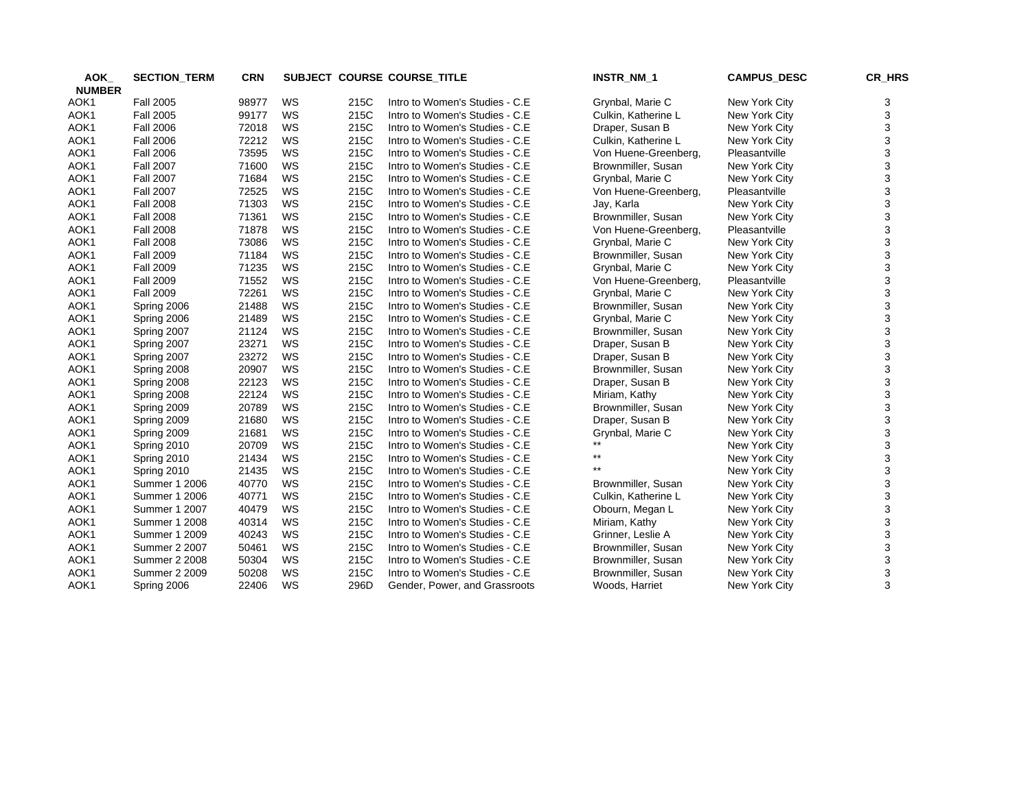| AOK_ NUMBER | SECTION_TERM | CRN | SUBJECT | COURSE | COURSE_TITLE | INSTR_NM_1 | CAMPUS_DESC | CR_HRS |
|---|---|---|---|---|---|---|---|---|
| AOK1 | Fall 2005 | 98977 | WS | 215C | Intro to Women's Studies - C.E | Grynbal, Marie C | New York City | 3 |
| AOK1 | Fall 2005 | 99177 | WS | 215C | Intro to Women's Studies - C.E | Culkin, Katherine L | New York City | 3 |
| AOK1 | Fall 2006 | 72018 | WS | 215C | Intro to Women's Studies - C.E | Draper, Susan B | New York City | 3 |
| AOK1 | Fall 2006 | 72212 | WS | 215C | Intro to Women's Studies - C.E | Culkin, Katherine L | New York City | 3 |
| AOK1 | Fall 2006 | 73595 | WS | 215C | Intro to Women's Studies - C.E | Von Huene-Greenberg, | Pleasantville | 3 |
| AOK1 | Fall 2007 | 71600 | WS | 215C | Intro to Women's Studies - C.E | Brownmiller, Susan | New York City | 3 |
| AOK1 | Fall 2007 | 71684 | WS | 215C | Intro to Women's Studies - C.E | Grynbal, Marie C | New York City | 3 |
| AOK1 | Fall 2007 | 72525 | WS | 215C | Intro to Women's Studies - C.E | Von Huene-Greenberg, | Pleasantville | 3 |
| AOK1 | Fall 2008 | 71303 | WS | 215C | Intro to Women's Studies - C.E | Jay, Karla | New York City | 3 |
| AOK1 | Fall 2008 | 71361 | WS | 215C | Intro to Women's Studies - C.E | Brownmiller, Susan | New York City | 3 |
| AOK1 | Fall 2008 | 71878 | WS | 215C | Intro to Women's Studies - C.E | Von Huene-Greenberg, | Pleasantville | 3 |
| AOK1 | Fall 2008 | 73086 | WS | 215C | Intro to Women's Studies - C.E | Grynbal, Marie C | New York City | 3 |
| AOK1 | Fall 2009 | 71184 | WS | 215C | Intro to Women's Studies - C.E | Brownmiller, Susan | New York City | 3 |
| AOK1 | Fall 2009 | 71235 | WS | 215C | Intro to Women's Studies - C.E | Grynbal, Marie C | New York City | 3 |
| AOK1 | Fall 2009 | 71552 | WS | 215C | Intro to Women's Studies - C.E | Von Huene-Greenberg, | Pleasantville | 3 |
| AOK1 | Fall 2009 | 72261 | WS | 215C | Intro to Women's Studies - C.E | Grynbal, Marie C | New York City | 3 |
| AOK1 | Spring 2006 | 21488 | WS | 215C | Intro to Women's Studies - C.E | Brownmiller, Susan | New York City | 3 |
| AOK1 | Spring 2006 | 21489 | WS | 215C | Intro to Women's Studies - C.E | Grynbal, Marie C | New York City | 3 |
| AOK1 | Spring 2007 | 21124 | WS | 215C | Intro to Women's Studies - C.E | Brownmiller, Susan | New York City | 3 |
| AOK1 | Spring 2007 | 23271 | WS | 215C | Intro to Women's Studies - C.E | Draper, Susan B | New York City | 3 |
| AOK1 | Spring 2007 | 23272 | WS | 215C | Intro to Women's Studies - C.E | Draper, Susan B | New York City | 3 |
| AOK1 | Spring 2008 | 20907 | WS | 215C | Intro to Women's Studies - C.E | Brownmiller, Susan | New York City | 3 |
| AOK1 | Spring 2008 | 22123 | WS | 215C | Intro to Women's Studies - C.E | Draper, Susan B | New York City | 3 |
| AOK1 | Spring 2008 | 22124 | WS | 215C | Intro to Women's Studies - C.E | Miriam, Kathy | New York City | 3 |
| AOK1 | Spring 2009 | 20789 | WS | 215C | Intro to Women's Studies - C.E | Brownmiller, Susan | New York City | 3 |
| AOK1 | Spring 2009 | 21680 | WS | 215C | Intro to Women's Studies - C.E | Draper, Susan B | New York City | 3 |
| AOK1 | Spring 2009 | 21681 | WS | 215C | Intro to Women's Studies - C.E | Grynbal, Marie C | New York City | 3 |
| AOK1 | Spring 2010 | 20709 | WS | 215C | Intro to Women's Studies - C.E | ** | New York City | 3 |
| AOK1 | Spring 2010 | 21434 | WS | 215C | Intro to Women's Studies - C.E | ** | New York City | 3 |
| AOK1 | Spring 2010 | 21435 | WS | 215C | Intro to Women's Studies - C.E | ** | New York City | 3 |
| AOK1 | Summer 1 2006 | 40770 | WS | 215C | Intro to Women's Studies - C.E | Brownmiller, Susan | New York City | 3 |
| AOK1 | Summer 1 2006 | 40771 | WS | 215C | Intro to Women's Studies - C.E | Culkin, Katherine L | New York City | 3 |
| AOK1 | Summer 1 2007 | 40479 | WS | 215C | Intro to Women's Studies - C.E | Obourn, Megan L | New York City | 3 |
| AOK1 | Summer 1 2008 | 40314 | WS | 215C | Intro to Women's Studies - C.E | Miriam, Kathy | New York City | 3 |
| AOK1 | Summer 1 2009 | 40243 | WS | 215C | Intro to Women's Studies - C.E | Grinner, Leslie A | New York City | 3 |
| AOK1 | Summer 2 2007 | 50461 | WS | 215C | Intro to Women's Studies - C.E | Brownmiller, Susan | New York City | 3 |
| AOK1 | Summer 2 2008 | 50304 | WS | 215C | Intro to Women's Studies - C.E | Brownmiller, Susan | New York City | 3 |
| AOK1 | Summer 2 2009 | 50208 | WS | 215C | Intro to Women's Studies - C.E | Brownmiller, Susan | New York City | 3 |
| AOK1 | Spring 2006 | 22406 | WS | 296D | Gender, Power, and Grassroots | Woods, Harriet | New York City | 3 |